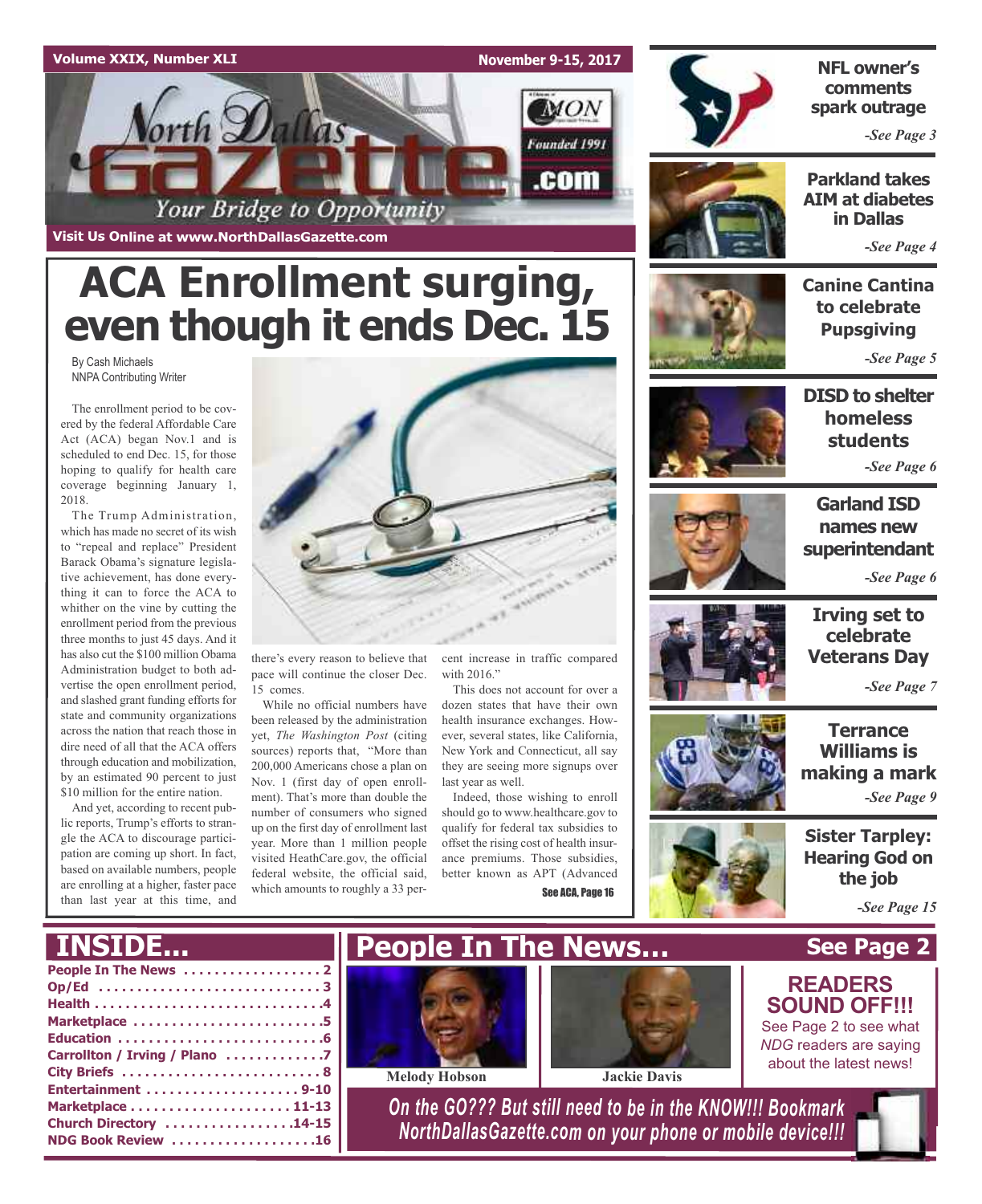Volume XXIX, Number XLI — November 9-15, 2017

# North Dallas Gazette

*Your Bridge to Opportunity*

Founded 1991

Visit Us Online at www.NorthDallasGazette.com

# ACA Enrollment surging, even though it ends Dec. 15

By Cash Michaels
NNPA Contributing Writer

The enrollment period to be covered by the federal Affordable Care Act (ACA) began Nov.1 and is scheduled to end Dec. 15, for those hoping to qualify for health care coverage beginning January 1, 2018.

The Trump Administration, which has made no secret of its wish to "repeal and replace" President Barack Obama's signature legislative achievement, has done everything it can to force the ACA to whither on the vine by cutting the enrollment period from the previous three months to just 45 days. And it has also cut the $100 million Obama Administration budget to both advertise the open enrollment period, and slashed grant funding efforts for state and community organizations across the nation that reach those in dire need of all that the ACA offers through education and mobilization, by an estimated 90 percent to just $10 million for the entire nation.

And yet, according to recent public reports, Trump's efforts to strangle the ACA to discourage participation are coming up short. In fact, based on available numbers, people are enrolling at a higher, faster pace than last year at this time, and there's every reason to believe that pace will continue the closer Dec. 15 comes.

While no official numbers have been released by the administration yet, *The Washington Post* (citing sources) reports that, "More than 200,000 Americans chose a plan on Nov. 1 (first day of open enrollment). That's more than double the number of consumers who signed up on the first day of enrollment last year. More than 1 million people visited HeathCare.gov, the official federal website, the official said, which amounts to roughly a 33 percent increase in traffic compared with 2016."

This does not account for over a dozen states that have their own health insurance exchanges. However, several states, like California, New York and Connecticut, all say they are seeing more signups over last year as well.

Indeed, those wishing to enroll should go to www.healthcare.gov to qualify for federal tax subsidies to offset the rising cost of health insurance premiums. Those subsidies, better known as APT (Advanced

See ACA, Page 16

---

**NFL owner's comments spark outrage** — *See Page 3*

**Parkland takes AIM at diabetes in Dallas** — *See Page 4*

**Canine Cantina to celebrate Pupsgiving** — *See Page 5*

**DISD to shelter homeless students** — *See Page 6*

**Garland ISD names new superintendant** — *See Page 6*

**Irving set to celebrate Veterans Day** — *See Page 7*

**Terrance Williams is making a mark** — *See Page 9*

**Sister Tarpley: Hearing God on the job** — *See Page 15*

---

## INSIDE...

- People In The News .................2
- Op/Ed .................3
- Health .................4
- Marketplace .................5
- Education .................6
- Carrollton / Irving / Plano .................7
- City Briefs .................8
- Entertainment .................9-10
- Marketplace .................11-13
- Church Directory .................14-15
- NDG Book Review .................16

## People In The News... See Page 2

Melody Hobson

Jackie Davis

**READERS SOUND OFF!!!**
See Page 2 to see what *NDG* readers are saying about the latest news!

*On the GO??? But still need to be in the KNOW!!! Bookmark NorthDallasGazette.com on your phone or mobile device!!!*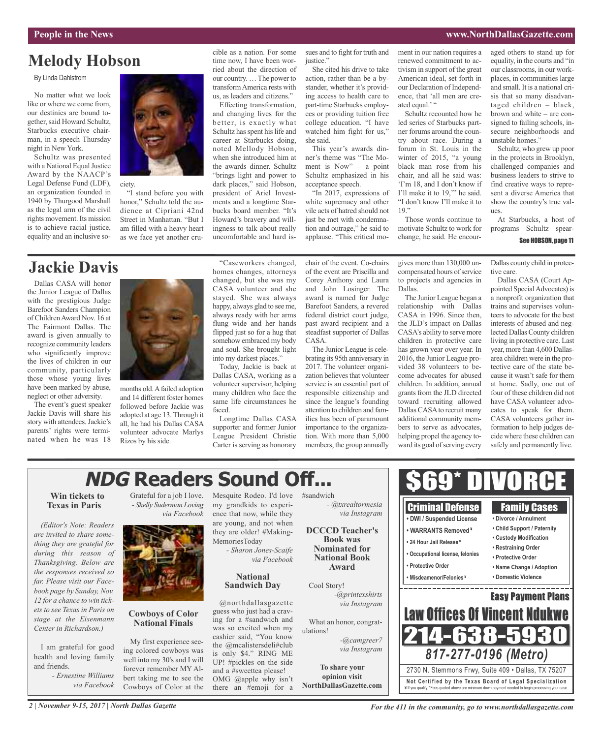People in the News

# Melody Hobson

By Linda Dahlstrom

No matter what we look like or where we come from, our destinies are bound together, said Howard Schultz, Starbucks executive chairman, in a speech Thursday night in New York.

Schultz was presented with a National Equal Justice Award by the NAACP's Legal Defense Fund (LDF), an organization founded in 1940 by Thurgood Marshall as the legal arm of the civil rights movement. Its mission is to achieve racial justice, equality and an inclusive society.

"I stand before you with honor," Schultz told the audience at Cipriani 42nd Street in Manhattan. "But I am filled with a heavy heart as we face yet another crucible as a nation. For some time now, I have been worried about the direction of our country. … The power to transform America rests with us, as leaders and citizens."

Effecting transformation, and changing lives for the better, is exactly what Schultz has spent his life and career at Starbucks doing, noted Mellody Hobson, when she introduced him at the awards dinner. Schultz "brings light and power to dark places," said Hobson, president of Ariel Investments and a longtime Starbucks board member. "It's Howard's bravery and willingness to talk about really uncomfortable and hard issues and to fight for truth and justice."

She cited his drive to take action, rather than be a bystander, whether it's providing access to health care to part-time Starbucks employees or providing tuition free college education. "I have watched him fight for us," she said.

This year's awards dinner's theme was "The Moment is Now" – a point Schultz emphasized in his acceptance speech.

"In 2017, expressions of white supremacy and other vile acts of hatred should not just be met with condemnation and outrage," he said to applause. "This critical moment in our nation requires a renewed commitment to activism in support of the great American ideal, set forth in our Declaration of Independence, that 'all men are created equal.' "

Schultz recounted how he led series of Starbucks partner forums around the country about race. During a forum in St. Louis in the winter of 2015, "a young black man rose from his chair, and all he said was: 'I'm 18, and I don't know if I'll make it to 19,'" he said. "I don't know I'll make it to 19."

Those words continue to motivate Schultz to work for change, he said. He encouraged others to stand up for equality, in the courts and "in our classrooms, in our workplaces, in communities large and small. It is a national crisis that so many disadvantaged children – black, brown and white – are consigned to failing schools, insecure neighborhoods and unstable homes."

Schultz, who grew up poor in the projects in Brooklyn, challenged companies and business leaders to strive to find creative ways to represent a diverse America that show the country's true values.

At Starbucks, a host of programs Schultz spear-

See HOBSON, page 11

# Jackie Davis

Dallas CASA will honor the Junior League of Dallas with the prestigious Judge Barefoot Sanders Champion of Children Award Nov. 16 at The Fairmont Dallas. The award is given annually to recognize community leaders who significantly improve the lives of children in our community, particularly those whose young lives have been marked by abuse, neglect or other adversity.

The event's guest speaker Jackie Davis will share his story with attendees. Jackie's parents' rights were terminated when he was 18 months old. A failed adoption and 14 different foster homes followed before Jackie was adopted at age 13. Through it all, he had his Dallas CASA volunteer advocate Marlys Rizos by his side.

"Caseworkers changed, homes changes, attorneys changed, but she was my CASA volunteer and she stayed. She was always happy, always glad to see me, always ready with her arms flung wide and her hands flipped just so for a hug that somehow embraced my body and soul. She brought light into my darkest places."

Today, Jackie is back at Dallas CASA, working as a volunteer supervisor, helping many children who face the same life circumstances he faced.

Longtime Dallas CASA supporter and former Junior League President Christie Carter is serving as honorary chair of the event. Co-chairs of the event are Priscilla and Corey Anthony and Laura and John Losinger. The award is named for Judge Barefoot Sanders, a revered federal district court judge, past award recipient and a steadfast supporter of Dallas CASA.

The Junior League is celebrating its 95th anniversary in 2017. The volunteer organization believes that volunteer service is an essential part of responsible citizenship and since the league's founding attention to children and families has been of paramount importance to the organization. With more than 5,000 members, the group annually gives more than 130,000 uncompensated hours of service to projects and agencies in Dallas.

The Junior League began a relationship with Dallas CASA in 1996. Since then, the JLD's impact on Dallas CASA's ability to serve more children in protective care has grown year over year. In 2016, the Junior League provided 38 volunteers to become advocates for abused children. In addition, annual grants from the JLD directed toward recruiting allowed Dallas CASA to recruit many additional community members to serve as advocates, helping propel the agency toward its goal of serving every Dallas county child in protective care.

Dallas CASA (Court Appointed Special Advocates) is a nonprofit organization that trains and supervises volunteers to advocate for the best interests of abused and neglected Dallas County children living in protective care. Last year, more than 4,600 Dallas-area children were in the protective care of the state because it wasn't safe for them at home. Sadly, one out of four of these children did not have CASA volunteer advocates to speak for them. CASA volunteers gather information to help judges decide where these children can safely and permanently live.

# *NDG* Readers Sound Off...

### Win tickets to Texas in Paris

*(Editor's Note: Readers are invited to share something they are grateful for during this season of Thanksgiving. Below are the responses received so far. Please visit our Facebook page by Sunday, Nov. 12 for a chance to win tickets to see Texas in Paris on stage at the Eisenmann Center in Richardson.)*

I am grateful for good health and loving family and friends.

*- Ernestine Williams via Facebook*

Grateful for a job I love.

*- Shelly Suderman Loving via Facebook*

### Cowboys of Color National Finals

My first experience seeing colored cowboys was well into my 30's and I will forever remember MY Albert taking me to see the Cowboys of Color at the Mesquite Rodeo. I'd love my grandkids to experience that now, while they are young, and not when they are older! #MakingMemoriesToday

*- Sharon Jones-Scaife via Facebook*

### National Sandwich Day

@northdallasgazette guess who just had a craving for a #sandwich and was so excited when my cashier said, "You know the @mcalistersdeli#club is only $4." RING ME UP! #pickles on the side and a #sweettea please! OMG @apple why isn't there an #emoji for a #sandwich

*- @txrealtormesia via Instagram*

### DCCCD Teacher's Book was Nominated for National Book Award

Cool Story!

*-@printexshirts via Instagram*

What an honor, congratulations!

*-@camgreer7 via Instagram*

**To share your opinion visit NorthDallasGazette.com**

# $69* DIVORCE

**Criminal Defense**
- DWI / Suspended License
- WARRANTS Removed ¥
- 24 Hour Jail Release ¥
- Occupational license, felonies
- Protective Order
- Misdeameanor/Felonies ¥

**Family Cases**
- Divorce / Annulment
- Child Support / Paternity
- Custody Modification
- Restraining Order
- Protective Order
- Name Change / Adoption
- Domestic Violence

**Easy Payment Plans**

**Law Offices Of Vincent Ndukwe**

**214-638-5930**

*817-277-0196 (Metro)*

2730 N. Stemmons Frwy, Suite 409 • Dallas, TX 75207

**Not Certified by the Texas Board of Legal Specialization**
¥ If you qualify. *Fees quoted above are minimum down payment needed to begin processing your case.

For the 411 in the community, go to www.northdallasgazette.com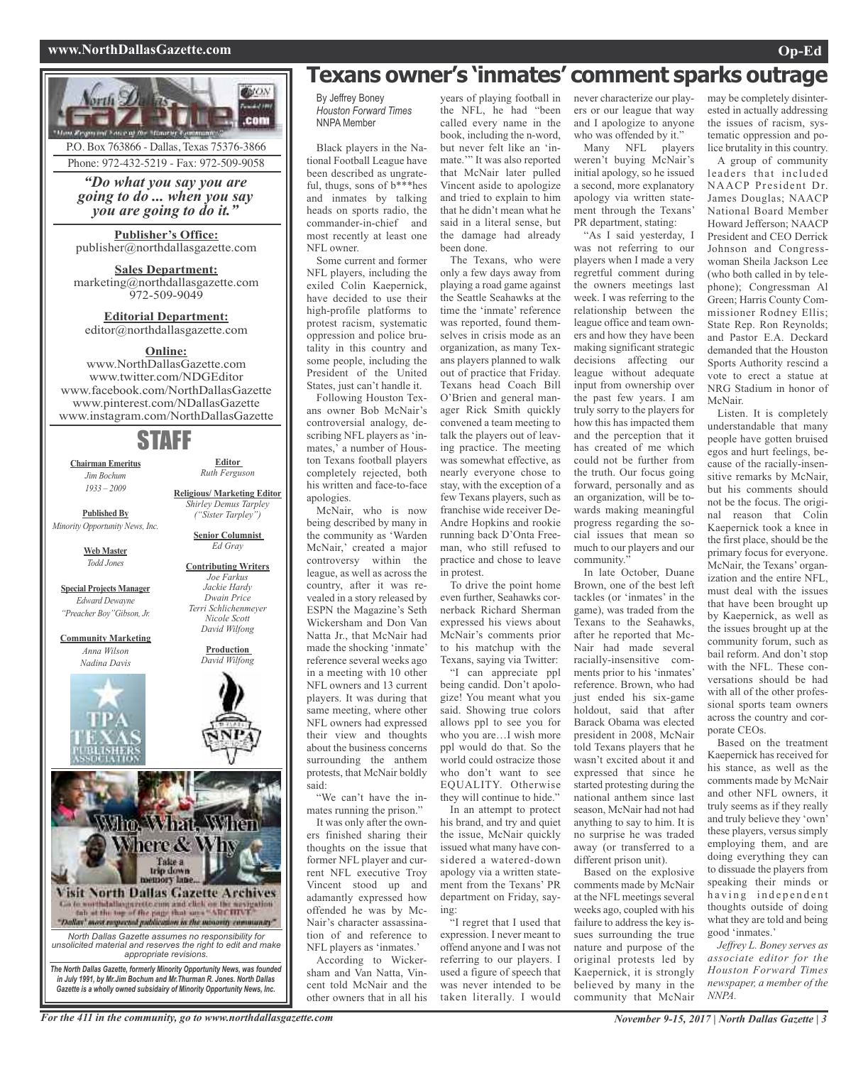# Texans owner's 'inmates' comment sparks outrage

*By Jeffrey Boney*
*Houston Forward Times*
*NNPA Member*

Black players in the National Football League have been described as ungrateful, thugs, sons of b***hes and inmates by talking heads on sports radio, the commander-in-chief and most recently at least one NFL owner.

Some current and former NFL players, including the exiled Colin Kaepernick, have decided to use their high-profile platforms to protest racism, systematic oppression and police brutality in this country and some people, including the President of the United States, just can't handle it.

Following Houston Texans owner Bob McNair's controversial analogy, describing NFL players as 'inmates,' a number of Houston Texans football players completely rejected, both his written and face-to-face apologies.

McNair, who is now being described by many in the community as 'Warden McNair,' created a major controversy within the league, as well as across the country, after it was revealed in a story released by ESPN the Magazine's Seth Wickersham and Don Van Natta Jr., that McNair had made the shocking 'inmate' reference several weeks ago in a meeting with 10 other NFL owners and 13 current players. It was during that same meeting, where other NFL owners had expressed their view and thoughts about the business concerns surrounding the anthem protests, that McNair boldly said:

"We can't have the inmates running the prison."

It was only after the owners finished sharing their thoughts on the issue that former NFL player and current NFL executive Troy Vincent stood up and adamantly expressed how offended he was by McNair's character assassination of and reference to NFL players as 'inmates.'

According to Wickersham and Van Natta, Vincent told McNair and the other owners that in all his years of playing football in the NFL, he had "been called every name in the book, including the n-word, but never felt like an 'inmate.'" It was also reported that McNair later pulled Vincent aside to apologize and tried to explain to him that he didn't mean what he said in a literal sense, but the damage had already been done.

The Texans, who were only a few days away from playing a road game against the Seattle Seahawks at the time the 'inmate' reference was reported, found themselves in crisis mode as an organization, as many Texans players planned to walk out of practice that Friday. Texans head Coach Bill O'Brien and general manager Rick Smith quickly convened a team meeting to talk the players out of leaving practice. The meeting was somewhat effective, as nearly everyone chose to stay, with the exception of a few Texans players, such as franchise wide receiver DeAndre Hopkins and rookie running back D'Onta Freeman, who still refused to practice and chose to leave in protest.

To drive the point home even further, Seahawks cornerback Richard Sherman expressed his views about McNair's comments prior to his matchup with the Texans, saying via Twitter:

"I can appreciate ppl being candid. Don't apologize! You meant what you said. Showing true colors allows ppl to see you for who you are…I wish more ppl would do that. So the world could ostracize those who don't want to see EQUALITY. Otherwise they will continue to hide."

In an attempt to protect his brand, and try and quiet the issue, McNair quickly issued what many have considered a watered-down apology via a written statement from the Texans' PR department on Friday, saying:

"I regret that I used that expression. I never meant to offend anyone and I was not referring to our players. I used a figure of speech that was never intended to be taken literally. I would never characterize our players or our league that way and I apologize to anyone who was offended by it."

Many NFL players weren't buying McNair's initial apology, so he issued a second, more explanatory apology via written statement through the Texans' PR department, stating:

"As I said yesterday, I was not referring to our players when I made a very regretful comment during the owners meetings last week. I was referring to the relationship between the league office and team owners and how they have been making significant strategic decisions affecting our league without adequate input from ownership over the past few years. I am truly sorry to the players for how this has impacted them and the perception that it has created of me which could not be further from the truth. Our focus going forward, personally and as an organization, will be towards making meaningful progress regarding the social issues that mean so much to our players and our community."

In late October, Duane Brown, one of the best left tackles (or 'inmates' in the game), was traded from the Texans to the Seahawks, after he reported that McNair had made several racially-insensitive comments prior to his 'inmates' reference. Brown, who had just ended his six-game holdout, said that after Barack Obama was elected president in 2008, McNair told Texans players that he wasn't excited about it and expressed that since he started protesting during the national anthem since last season, McNair had not had anything to say to him. It is no surprise he was traded away (or transferred to a different prison unit).

Based on the explosive comments made by McNair at the NFL meetings several weeks ago, coupled with his failure to address the key issues surrounding the true nature and purpose of the original protests led by Kaepernick, it is strongly believed by many in the community that McNair may be completely disinterested in actually addressing the issues of racism, systematic oppression and police brutality in this country.

A group of community leaders that included NAACP President Dr. James Douglas; NAACP National Board Member Howard Jefferson; NAACP President and CEO Derrick Johnson and Congresswoman Sheila Jackson Lee (who both called in by telephone); Congressman Al Green; Harris County Commissioner Rodney Ellis; State Rep. Ron Reynolds; and Pastor E.A. Deckard demanded that the Houston Sports Authority rescind a vote to erect a statue at NRG Stadium in honor of McNair.

Listen. It is completely understandable that many people have gotten bruised egos and hurt feelings, because of the racially-insensitive remarks by McNair, but his comments should not be the focus. The original reason that Colin Kaepernick took a knee in the first place, should be the primary focus for everyone. McNair, the Texans' organization and the entire NFL, must deal with the issues that have been brought up by Kaepernick, as well as the issues brought up at the community forum, such as bail reform. And don't stop with the NFL. These conversations should be had with all of the other professional sports team owners across the country and corporate CEOs.

Based on the treatment Kaepernick has received for his stance, as well as the comments made by McNair and other NFL owners, it truly seems as if they really and truly believe they 'own' these players, versus simply employing them, and are doing everything they can to dissuade the players from speaking their minds or having independent thoughts outside of doing what they are told and being good 'inmates.'

*Jeffrey L. Boney serves as associate editor for the Houston Forward Times newspaper, a member of the NNPA.*

---

P.O. Box 763866 - Dallas, Texas 75376-3866
Phone: 972-432-5219 - Fax: 972-509-9058

***"Do what you say you are going to do ... when you say you are going to do it."***

**Publisher's Office:**
publisher@northdallasgazette.com

**Sales Department:**
marketing@northdallasgazette.com
972-509-9049

**Editorial Department:**
editor@northdallasgazette.com

**Online:**
www.NorthDallasGazette.com
www.twitter.com/NDGEditor
www.facebook.com/NorthDallasGazette
www.pinterest.com/NDallasGazette
www.instagram.com/NorthDallasGazette

## STAFF

**Chairman Emeritus**
*Jim Bochum*
*1933 – 2009*

**Published By**
*Minority Opportunity News, Inc.*

**Web Master**
*Todd Jones*

**Special Projects Manager**
*Edward Dewayne "Preacher Boy" Gibson, Jr.*

**Community Marketing**
*Anna Wilson*
*Nadina Davis*

**Editor**
*Ruth Ferguson*

**Religious/ Marketing Editor**
*Shirley Demus Tarpley ("Sister Tarpley")*

**Senior Columnist**
*Ed Gray*

**Contributing Writers**
*Joe Farkus*
*Jackie Hardy*
*Dwain Price*
*Terri Schlichenmeyer*
*Nicole Scott*
*David Wilfong*

**Production**
*David Wilfong*

Who, What, When, Where & Why
Take a trip down memory lane...
Visit North Dallas Gazette Archives
Go to northdallasgazette.com and click on the navigation tab at the top of the page that says "ARCHIVE"
"Dallas' most respected publication in the minority community"

*North Dallas Gazette assumes no responsibility for unsolicited material and reserves the right to edit and make appropriate revisions.*

***The North Dallas Gazette, formerly Minority Opportunity News, was founded in July 1991, by Mr.Jim Bochum and Mr.Thurman R. Jones. North Dallas Gazette is a wholly owned subsidairy of Minority Opportunity News, Inc.***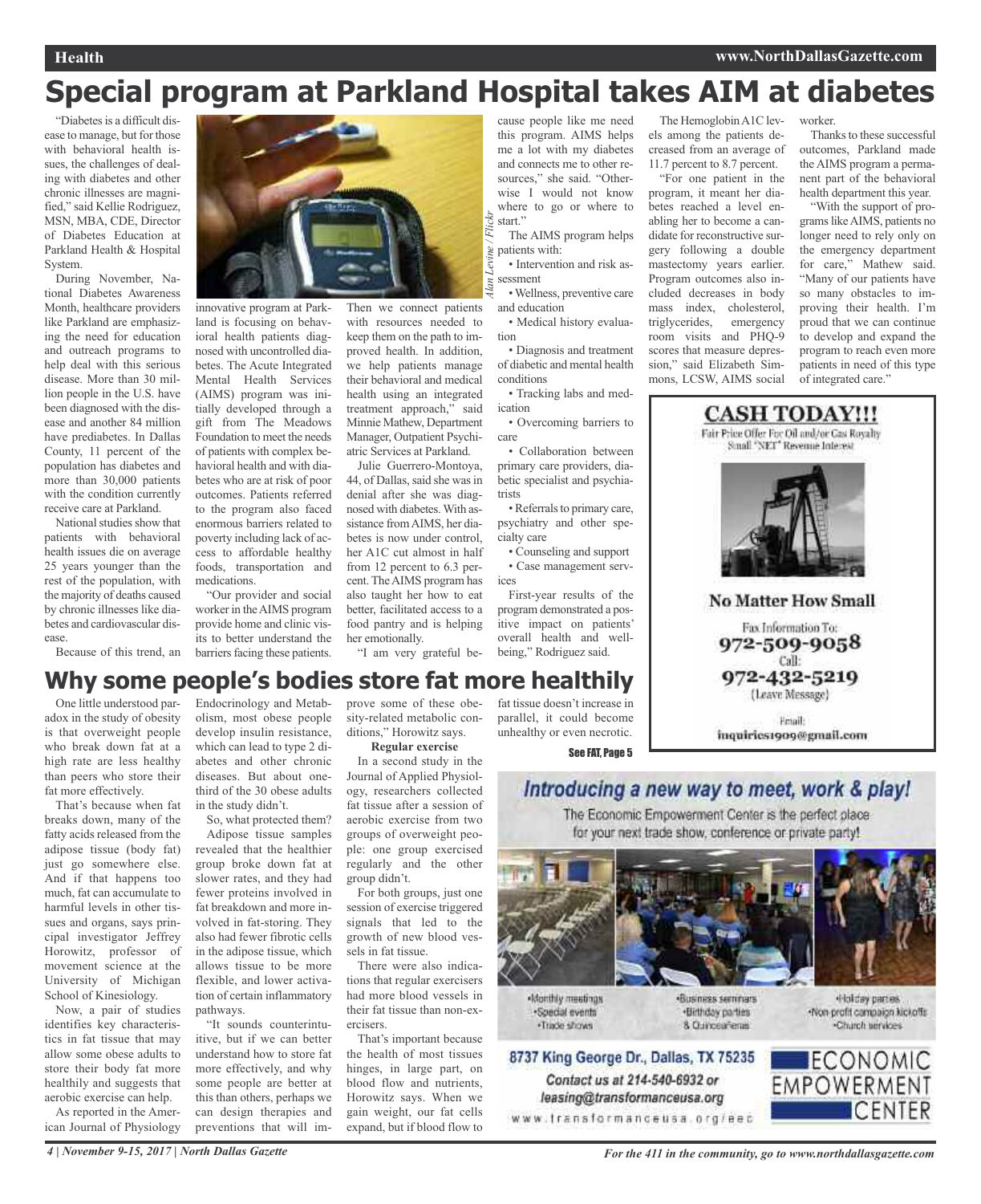# Special program at Parkland Hospital takes AIM at diabetes

"Diabetes is a difficult disease to manage, but for those with behavioral health issues, the challenges of dealing with diabetes and other chronic illnesses are magnified," said Kellie Rodriguez, MSN, MBA, CDE, Director of Diabetes Education at Parkland Health & Hospital System.

During November, National Diabetes Awareness Month, healthcare providers like Parkland are emphasizing the need for education and outreach programs to help deal with this serious disease. More than 30 million people in the U.S. have been diagnosed with the disease and another 84 million have prediabetes. In Dallas County, 11 percent of the population has diabetes and more than 30,000 patients with the condition currently receive care at Parkland.

National studies show that patients with behavioral health issues die on average 25 years younger than the rest of the population, with the majority of deaths caused by chronic illnesses like diabetes and cardiovascular disease.

Because of this trend, an innovative program at Parkland is focusing on behavioral health patients diagnosed with uncontrolled diabetes. The Acute Integrated Mental Health Services (AIMS) program was initially developed through a gift from The Meadows Foundation to meet the needs of patients with complex behavioral health and with diabetes who are at risk of poor outcomes. Patients referred to the program also faced enormous barriers related to poverty including lack of access to affordable healthy foods, transportation and medications.

"Our provider and social worker in the AIMS program provide home and clinic visits to better understand the barriers facing these patients. Then we connect patients with resources needed to keep them on the path to improved health. In addition, we help patients manage their behavioral and medical health using an integrated treatment approach," said Minnie Mathew, Department Manager, Outpatient Psychiatric Services at Parkland.

Julie Guerrero-Montoya, 44, of Dallas, said she was in denial after she was diagnosed with diabetes. With assistance from AIMS, her diabetes is now under control, her A1C cut almost in half from 12 percent to 6.3 percent. The AIMS program has also taught her how to eat better, facilitated access to a food pantry and is helping her emotionally.

"I am very grateful because people like me need this program. AIMS helps me a lot with my diabetes and connects me to other resources," she said. "Otherwise I would not know where to go or where to start."

The AIMS program helps patients with:

- Intervention and risk assessment
- Wellness, preventive care and education
- Medical history evaluation
- Diagnosis and treatment of diabetic and mental health conditions
- Tracking labs and medication
- Overcoming barriers to care
- Collaboration between primary care providers, diabetic specialist and psychiatrists
- Referrals to primary care, psychiatry and other specialty care
- Counseling and support
- Case management services

First-year results of the program demonstrated a positive impact on patients' overall health and well-being," Rodriguez said.

The Hemoglobin A1C levels among the patients decreased from an average of 11.7 percent to 8.7 percent.

"For one patient in the program, it meant her diabetes reached a level enabling her to become a candidate for reconstructive surgery following a double mastectomy years earlier. Program outcomes also included decreases in body mass index, cholesterol, triglycerides, emergency room visits and PHQ-9 scores that measure depression," said Elizabeth Simmons, LCSW, AIMS social worker.

Thanks to these successful outcomes, Parkland made the AIMS program a permanent part of the behavioral health department this year.

"With the support of programs like AIMS, patients no longer need to rely only on the emergency department for care," Mathew said. "Many of our patients have so many obstacles to improving their health. I'm proud that we can continue to develop and expand the program to reach even more patients in need of this type of integrated care."

# Why some people's bodies store fat more healthily

One little understood paradox in the study of obesity is that overweight people who break down fat at a high rate are less healthy than peers who store their fat more effectively.

That's because when fat breaks down, many of the fatty acids released from the adipose tissue (body fat) just go somewhere else. And if that happens too much, fat can accumulate to harmful levels in other tissues and organs, says principal investigator Jeffrey Horowitz, professor of movement science at the University of Michigan School of Kinesiology.

Now, a pair of studies identifies key characteristics in fat tissue that may allow some obese adults to store their body fat more healthily and suggests that aerobic exercise can help.

As reported in the American Journal of Physiology Endocrinology and Metabolism, most obese people develop insulin resistance, which can lead to type 2 diabetes and other chronic diseases. But about one-third of the 30 obese adults in the study didn't.

So, what protected them?

Adipose tissue samples revealed that the healthier group broke down fat at slower rates, and they had fewer proteins involved in fat breakdown and more involved in fat-storing. They also had fewer fibrotic cells in the adipose tissue, which allows tissue to be more flexible, and lower activation of certain inflammatory pathways.

"It sounds counterintuitive, but if we can better understand how to store fat more effectively, and why some people are better at this than others, perhaps we can design therapies and preventions that will improve some of these obesity-related metabolic conditions," Horowitz says.

**Regular exercise**

In a second study in the Journal of Applied Physiology, researchers collected fat tissue after a session of aerobic exercise from two groups of overweight people: one group exercised regularly and the other group didn't.

For both groups, just one session of exercise triggered signals that led to the growth of new blood vessels in fat tissue.

There were also indications that regular exercisers had more blood vessels in their fat tissue than non-exercisers.

That's important because the health of most tissues hinges, in large part, on blood flow and nutrients, Horowitz says. When we gain weight, our fat cells expand, but if blood flow to fat tissue doesn't increase in parallel, it could become unhealthy or even necrotic.

See FAT, Page 5

**CASH TODAY!!!**

Fair Price Offer For Oil and/or Gas Royalty Small "NET" Revenue Interest

**No Matter How Small**

Fax Information To: 972-509-9058

Call: 972-432-5219 (Leave Message)

Email: inquiries1909@gmail.com

*Introducing a new way to meet, work & play!*

The Economic Empowerment Center is the perfect place for your next trade show, conference or private party!

- Monthly meetings
- Special events
- Trade shows
- Business seminars
- Birthday parties
- & Quinceañeras
- Holiday parties
- Non profit campaign kickoffs
- Church services

8737 King George Dr., Dallas, TX 75235

Contact us at 214-540-6932 or leasing@transformanceusa.org

www.transformanceusa.org/eec

ECONOMIC EMPOWERMENT CENTER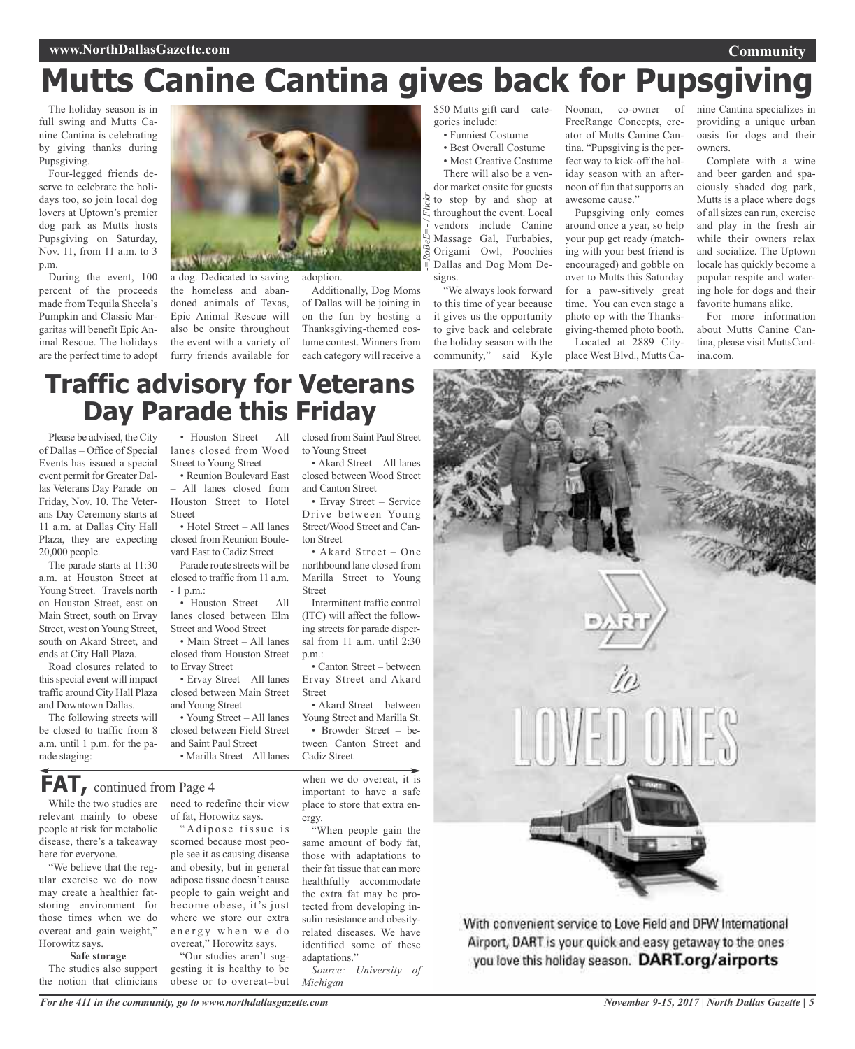# Mutts Canine Cantina gives back for Pupsgiving

The holiday season is in full swing and Mutts Canine Cantina is celebrating by giving thanks during Pupsgiving.

Four-legged friends deserve to celebrate the holidays too, so join local dog lovers at Uptown's premier dog park as Mutts hosts Pupsgiving on Saturday, Nov. 11, from 11 a.m. to 3 p.m.

During the event, 100 percent of the proceeds made from Tequila Sheela's Pumpkin and Classic Margaritas will benefit Epic Animal Rescue. The holidays are the perfect time to adopt a dog. Dedicated to saving the homeless and abandoned animals of Texas, Epic Animal Rescue will also be onsite throughout the event with a variety of furry friends available for adoption.

*=RoBeE= / Flickr*

Additionally, Dog Moms of Dallas will be joining in on the fun by hosting a Thanksgiving-themed costume contest. Winners from each category will receive a $50 Mutts gift card – categories include:

- Funniest Costume
- Best Overall Costume
- Most Creative Costume

There will also be a vendor market onsite for guests to stop by and shop at throughout the event. Local vendors include Canine Massage Gal, Furbabies, Origami Owl, Poochies Dallas and Dog Mom Designs.

"We always look forward to this time of year because it gives us the opportunity to give back and celebrate the holiday season with the community," said Kyle Noonan, co-owner of FreeRange Concepts, creator of Mutts Canine Cantina. "Pupsgiving is the perfect way to kick-off the holiday season with an afternoon of fun that supports an awesome cause."

Pupsgiving only comes around once a year, so help your pup get ready (matching with your best friend is encouraged) and gobble on over to Mutts this Saturday for a paw-sitively great time. You can even stage a photo op with the Thanksgiving-themed photo booth.

Located at 2889 Cityplace West Blvd., Mutts Canine Cantina specializes in providing a unique urban oasis for dogs and their owners.

Complete with a wine and beer garden and spaciously shaded dog park, Mutts is a place where dogs of all sizes can run, exercise and play in the fresh air while their owners relax and socialize. The Uptown locale has quickly become a popular respite and watering hole for dogs and their favorite humans alike.

For more information about Mutts Canine Cantina, please visit MuttsCantina.com.

# Traffic advisory for Veterans Day Parade this Friday

Please be advised, the City of Dallas – Office of Special Events has issued a special event permit for Greater Dallas Veterans Day Parade on Friday, Nov. 10. The Veterans Day Ceremony starts at 11 a.m. at Dallas City Hall Plaza, they are expecting 20,000 people.

The parade starts at 11:30 a.m. at Houston Street at Young Street. Travels north on Houston Street, east on Main Street, south on Ervay Street, west on Young Street, south on Akard Street, and ends at City Hall Plaza.

Road closures related to this special event will impact traffic around City Hall Plaza and Downtown Dallas.

The following streets will be closed to traffic from 8 a.m. until 1 p.m. for the parade staging:

- Houston Street – All lanes closed from Wood Street to Young Street
- Reunion Boulevard East – All lanes closed from Houston Street to Hotel Street
- Hotel Street – All lanes closed from Reunion Boulevard East to Cadiz Street

Parade route streets will be closed to traffic from 11 a.m. - 1 p.m.:

- Houston Street – All lanes closed between Elm Street and Wood Street
- Main Street – All lanes closed from Houston Street to Ervay Street
- Ervay Street – All lanes closed between Main Street and Young Street
- Young Street – All lanes closed between Field Street and Saint Paul Street
- Marilla Street – All lanes closed from Saint Paul Street to Young Street
- Akard Street – All lanes closed between Wood Street and Canton Street
- Ervay Street – Service Drive between Young Street/Wood Street and Canton Street
- Akard Street – One northbound lane closed from Marilla Street to Young Street

Intermittent traffic control (ITC) will affect the following streets for parade dispersal from 11 a.m. until 2:30 p.m.:

- Canton Street – between Ervay Street and Akard Street
- Akard Street – between Young Street and Marilla St.
- Browder Street – between Canton Street and Cadiz Street

# FAT, continued from Page 4

While the two studies are relevant mainly to obese people at risk for metabolic disease, there's a takeaway here for everyone.

"We believe that the regular exercise we do now may create a healthier fat-storing environment for those times when we do overeat and gain weight," Horowitz says.

**Safe storage**

The studies also support the notion that clinicians need to redefine their view of fat, Horowitz says.

"Adipose tissue is scorned because most people see it as causing disease and obesity, but in general adipose tissue doesn't cause people to gain weight and become obese, it's just where we store our extra energy when we do overeat," Horowitz says.

"Our studies aren't suggesting it is healthy to be obese or to overeat–but when we do overeat, it is important to have a safe place to store that extra energy.

"When people gain the same amount of body fat, those with adaptations to their fat tissue that can more healthfully accommodate the extra fat may be protected from developing insulin resistance and obesity-related diseases. We have identified some of these adaptations."

*Source: University of Michigan*

DART to LOVED ONES

With convenient service to Love Field and DFW International Airport, DART is your quick and easy getaway to the ones you love this holiday season. **DART.org/airports**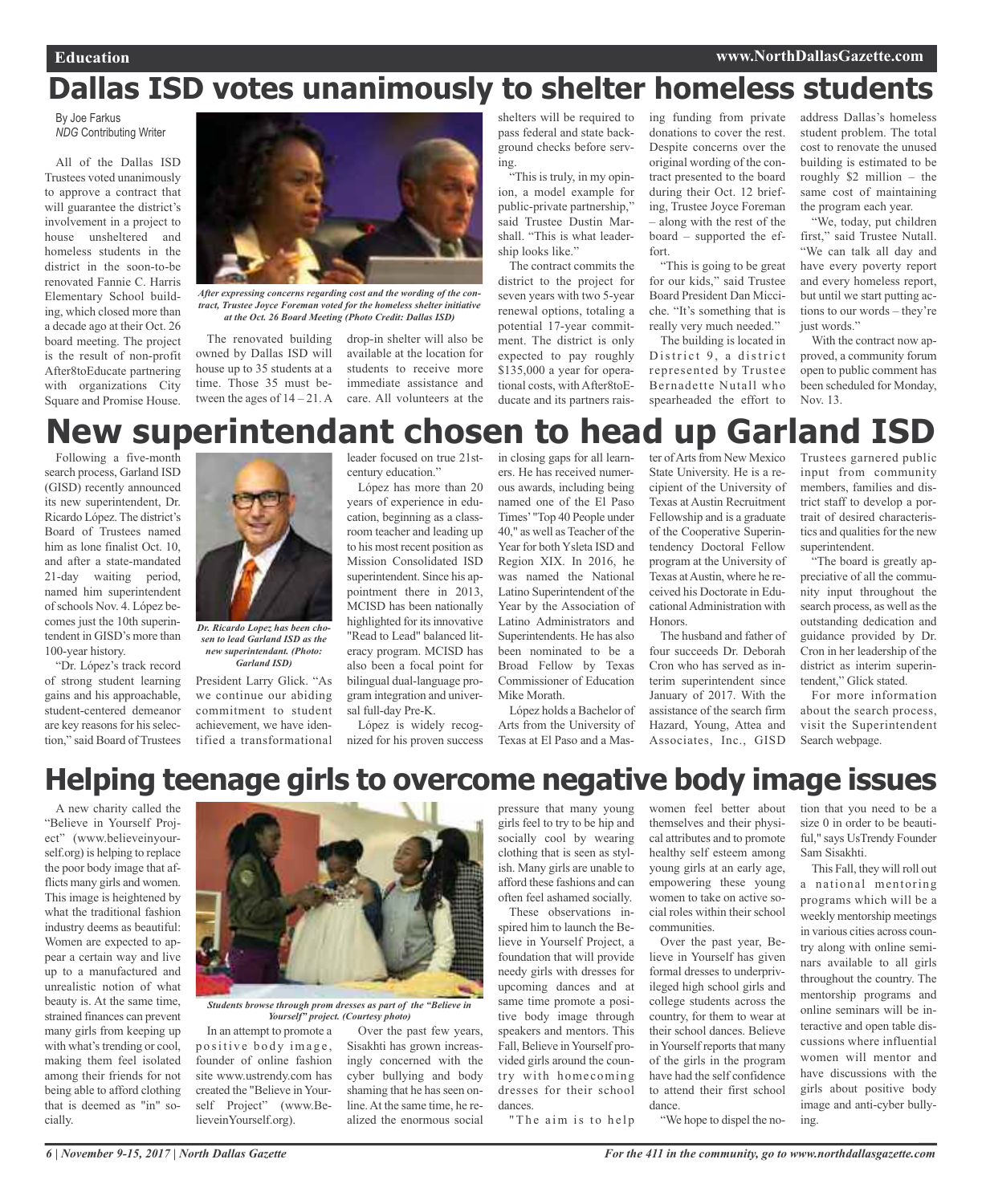# Dallas ISD votes unanimously to shelter homeless students

By Joe Farkus
*NDG* Contributing Writer

All of the Dallas ISD Trustees voted unanimously to approve a contract that will guarantee the district's involvement in a project to house unsheltered and homeless students in the district in the soon-to-be renovated Fannie C. Harris Elementary School building, which closed more than a decade ago at their Oct. 26 board meeting. The project is the result of non-profit After8toEducate partnering with organizations City Square and Promise House.

*After expressing concerns regarding cost and the wording of the contract, Trustee Joyce Foreman voted for the homeless shelter initiative at the Oct. 26 Board Meeting (Photo Credit: Dallas ISD)*

The renovated building owned by Dallas ISD will house up to 35 students at a time. Those 35 must between the ages of 14 – 21. A drop-in shelter will also be available at the location for students to receive more immediate assistance and care. All volunteers at the shelters will be required to pass federal and state background checks before serving.

"This is truly, in my opinion, a model example for public-private partnership," said Trustee Dustin Marshall. "This is what leadership looks like."

The contract commits the district to the project for seven years with two 5-year renewal options, totaling a potential 17-year commitment. The district is only expected to pay roughly $135,000 a year for operational costs, with After8toEducate and its partners raising funding from private donations to cover the rest. Despite concerns over the original wording of the contract presented to the board during their Oct. 12 briefing, Trustee Joyce Foreman – along with the rest of the board – supported the effort.

"This is going to be great for our kids," said Trustee Board President Dan Micciche. "It's something that is really very much needed."

The building is located in District 9, a district represented by Trustee Bernadette Nutall who spearheaded the effort to address Dallas's homeless student problem. The total cost to renovate the unused building is estimated to be roughly $2 million – the same cost of maintaining the program each year.

"We, today, put children first," said Trustee Nutall. "We can talk all day and have every poverty report and every homeless report, but until we start putting actions to our words – they're just words."

With the contract now approved, a community forum open to public comment has been scheduled for Monday, Nov. 13.

# New superintendant chosen to head up Garland ISD

Following a five-month search process, Garland ISD (GISD) recently announced its new superintendent, Dr. Ricardo López. The district's Board of Trustees named him as lone finalist Oct. 10, and after a state-mandated 21-day waiting period, named him superintendent of schools Nov. 4. López becomes just the 10th superintendent in GISD's more than 100-year history.

*Dr. Ricardo Lopez has been chosen to lead Garland ISD as the new superintendant. (Photo: Garland ISD)*

"Dr. López's track record of strong student learning gains and his approachable, student-centered demeanor are key reasons for his selection," said Board of Trustees President Larry Glick. "As we continue our abiding commitment to student achievement, we have identified a transformational leader focused on true 21st-century education."

López has more than 20 years of experience in education, beginning as a classroom teacher and leading up to his most recent position as Mission Consolidated ISD superintendent. Since his appointment there in 2013, MCISD has been nationally highlighted for its innovative "Read to Lead" balanced literacy program. MCISD has also been a focal point for bilingual dual-language program integration and universal full-day Pre-K.

López is widely recognized for his proven success in closing gaps for all learners. He has received numerous awards, including being named one of the El Paso Times' "Top 40 People under 40," as well as Teacher of the Year for both Ysleta ISD and Region XIX. In 2016, he was named the National Latino Superintendent of the Year by the Association of Latino Administrators and Superintendents. He has also been nominated to be a Broad Fellow by Texas Commissioner of Education Mike Morath.

López holds a Bachelor of Arts from the University of Texas at El Paso and a Master of Arts from New Mexico State University. He is a recipient of the University of Texas at Austin Recruitment Fellowship and is a graduate of the Cooperative Superintendency Doctoral Fellow program at the University of Texas at Austin, where he received his Doctorate in Educational Administration with Honors.

The husband and father of four succeeds Dr. Deborah Cron who has served as interim superintendent since January of 2017. With the assistance of the search firm Hazard, Young, Attea and Associates, Inc., GISD Trustees garnered public input from community members, families and district staff to develop a portrait of desired characteristics and qualities for the new superintendent.

"The board is greatly appreciative of all the community input throughout the search process, as well as the outstanding dedication and guidance provided by Dr. Cron in her leadership of the district as interim superintendent," Glick stated.

For more information about the search process, visit the Superintendent Search webpage.

# Helping teenage girls to overcome negative body image issues

A new charity called the "Believe in Yourself Project" (www.believeinyourself.org) is helping to replace the poor body image that afflicts many girls and women. This image is heightened by what the traditional fashion industry deems as beautiful: Women are expected to appear a certain way and live up to a manufactured and unrealistic notion of what beauty is. At the same time, strained finances can prevent many girls from keeping up with what's trending or cool, making them feel isolated among their friends for not being able to afford clothing that is deemed as "in" socially.

*Students browse through prom dresses as part of the "Believe in Yourself" project. (Courtesy photo)*

In an attempt to promote a positive body image, founder of online fashion site www.ustrendy.com has created the "Believe in Yourself Project" (www.BelieveinYourself.org).

Over the past few years, Sisakhti has grown increasingly concerned with the cyber bullying and body shaming that he has seen online. At the same time, he realized the enormous social pressure that many young girls feel to try to be hip and socially cool by wearing clothing that is seen as stylish. Many girls are unable to afford these fashions and can often feel ashamed socially.

These observations inspired him to launch the Believe in Yourself Project, a foundation that will provide needy girls with dresses for upcoming dances and at same time promote a positive body image through speakers and mentors. This Fall, Believe in Yourself provided girls around the country with homecoming dresses for their school dances.

"The aim is to help women feel better about themselves and their physical attributes and to promote healthy self esteem among young girls at an early age, empowering these young women to take on active social roles within their school communities.

Over the past year, Believe in Yourself has given formal dresses to underprivileged high school girls and college students across the country, for them to wear at their school dances. Believe in Yourself reports that many of the girls in the program have had the self confidence to attend their first school dance.

"We hope to dispel the notion that you need to be a size 0 in order to be beautiful," says UsTrendy Founder Sam Sisakhti.

This Fall, they will roll out a national mentoring programs which will be a weekly mentorship meetings in various cities across country along with online seminars available to all girls throughout the country. The mentorship programs and online seminars will be interactive and open table discussions where influential women will mentor and have discussions with the girls about positive body image and anti-cyber bullying.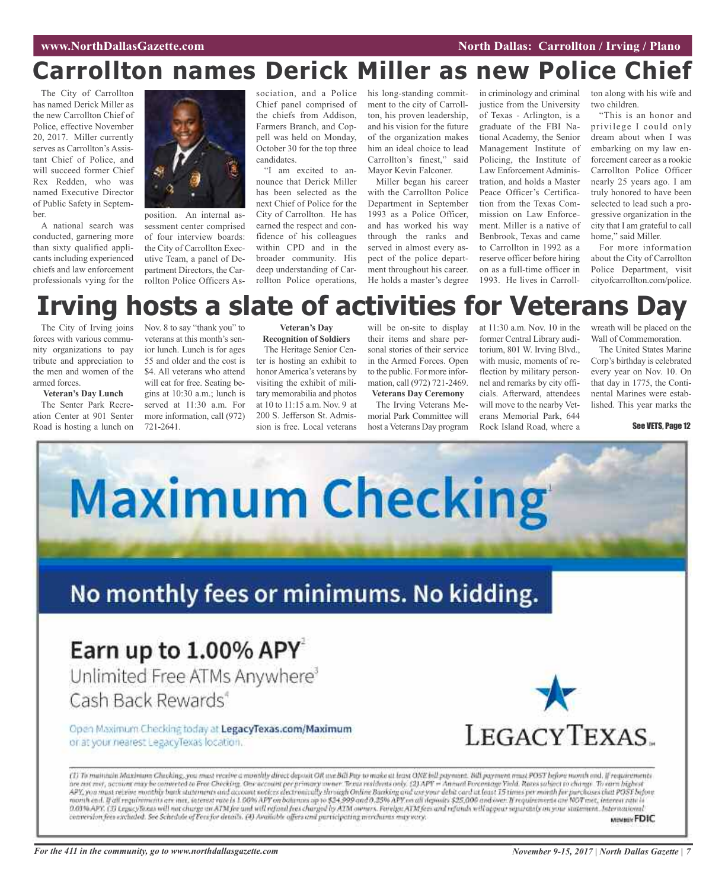# Carrollton names Derick Miller as new Police Chief

The City of Carrollton has named Derick Miller as the new Carrollton Chief of Police, effective November 20, 2017. Miller currently serves as Carrollton's Assistant Chief of Police, and will succeed former Chief Rex Redden, who was named Executive Director of Public Safety in September.

A national search was conducted, garnering more than sixty qualified applicants including experienced chiefs and law enforcement professionals vying for the position. An internal assessment center comprised of four interview boards: the City of Carrollton Executive Team, a panel of Department Directors, the Carrollton Police Officers Association, and a Police Chief panel comprised of the chiefs from Addison, Farmers Branch, and Coppell was held on Monday, October 30 for the top three candidates.

"I am excited to announce that Derick Miller has been selected as the next Chief of Police for the City of Carrollton. He has earned the respect and confidence of his colleagues within CPD and in the broader community. His deep understanding of Carrollton Police operations, his long-standing commitment to the city of Carrollton, his proven leadership, and his vision for the future of the organization makes him an ideal choice to lead Carrollton's finest," said Mayor Kevin Falconer.

Miller began his career with the Carrollton Police Department in September 1993 as a Police Officer, and has worked his way through the ranks and served in almost every aspect of the police department throughout his career. He holds a master's degree in criminology and criminal justice from the University of Texas - Arlington, is a graduate of the FBI National Academy, the Senior Management Institute of Policing, the Institute of Law Enforcement Administration, and holds a Master Peace Officer's Certification from the Texas Commission on Law Enforcement. Miller is a native of Benbrook, Texas and came to Carrollton in 1992 as a reserve officer before hiring on as a full-time officer in 1993. He lives in Carrollton along with his wife and two children.

"This is an honor and privilege I could only dream about when I was embarking on my law enforcement career as a rookie Carrollton Police Officer nearly 25 years ago. I am truly honored to have been selected to lead such a progressive organization in the city that I am grateful to call home," said Miller.

For more information about the City of Carrollton Police Department, visit cityofcarrollton.com/police.

# Irving hosts a slate of activities for Veterans Day

The City of Irving joins forces with various community organizations to pay tribute and appreciation to the men and women of the armed forces.

**Veteran's Day Lunch**

The Senter Park Recreation Center at 901 Senter Road is hosting a lunch on Nov. 8 to say "thank you" to veterans at this month's senior lunch. Lunch is for ages 55 and older and the cost is $4. All veterans who attend will eat for free. Seating begins at 10:30 a.m.; lunch is served at 11:30 a.m. For more information, call (972) 721-2641.

**Veteran's Day Recognition of Soldiers**

The Heritage Senior Center is hosting an exhibit to honor America's veterans by visiting the exhibit of military memorabilia and photos at 10 to 11:15 a.m. Nov. 9 at 200 S. Jefferson St. Admission is free. Local veterans will be on-site to display their items and share personal stories of their service in the Armed Forces. Open to the public. For more information, call (972) 721-2469.

**Veterans Day Ceremony**

The Irving Veterans Memorial Park Committee will host a Veterans Day program at 11:30 a.m. Nov. 10 in the former Central Library auditorium, 801 W. Irving Blvd., with music, moments of reflection by military personnel and remarks by city officials. Afterward, attendees will move to the nearby Veterans Memorial Park, 644 Rock Island Road, where a wreath will be placed on the Wall of Commemoration.

The United States Marine Corp's birthday is celebrated every year on Nov. 10. On that day in 1775, the Continental Marines were established. This year marks the

See VETS, Page 12

**Maximum Checking**[1]

**No monthly fees or minimums. No kidding.**

**Earn up to 1.00% APY**[2]

Unlimited Free ATMs Anywhere[3]

Cash Back Rewards[4]

Open Maximum Checking today at **LegacyTexas.com/Maximum** or at your nearest LegacyTexas location.

LEGACYTEXAS

(1) To maintain Maximum Checking, you must receive a monthly direct deposit OR use Bill Pay to make at least ONE bill payment. Bill payment must POST before month end. If requirements are not met, account may be converted to Free Checking. One account per primary owner. Texas residents only. (2) APY = Annual Percentage Yield. Rates subject to change. To earn highest APY, you must receive monthly bank statements and account notices electronically through Online Banking and use your debit card at least 15 times per month for purchases that POST before month end. If all requirements are met, interest rate is 1.00% APY on balances up to $24,999 and 0.25% APY on all deposits $25,000 and over. If requirements are NOT met, interest rate is 0.03% APY. (3) LegacyTexas will not charge an ATM fee and will refund fees charged by ATM owners. Foreign ATM fees and refunds will appear separately on your statement. International conversion fees excluded. See Schedule of Fees for details. (4) Available offers and participating merchants may vary.

MEMBER FDIC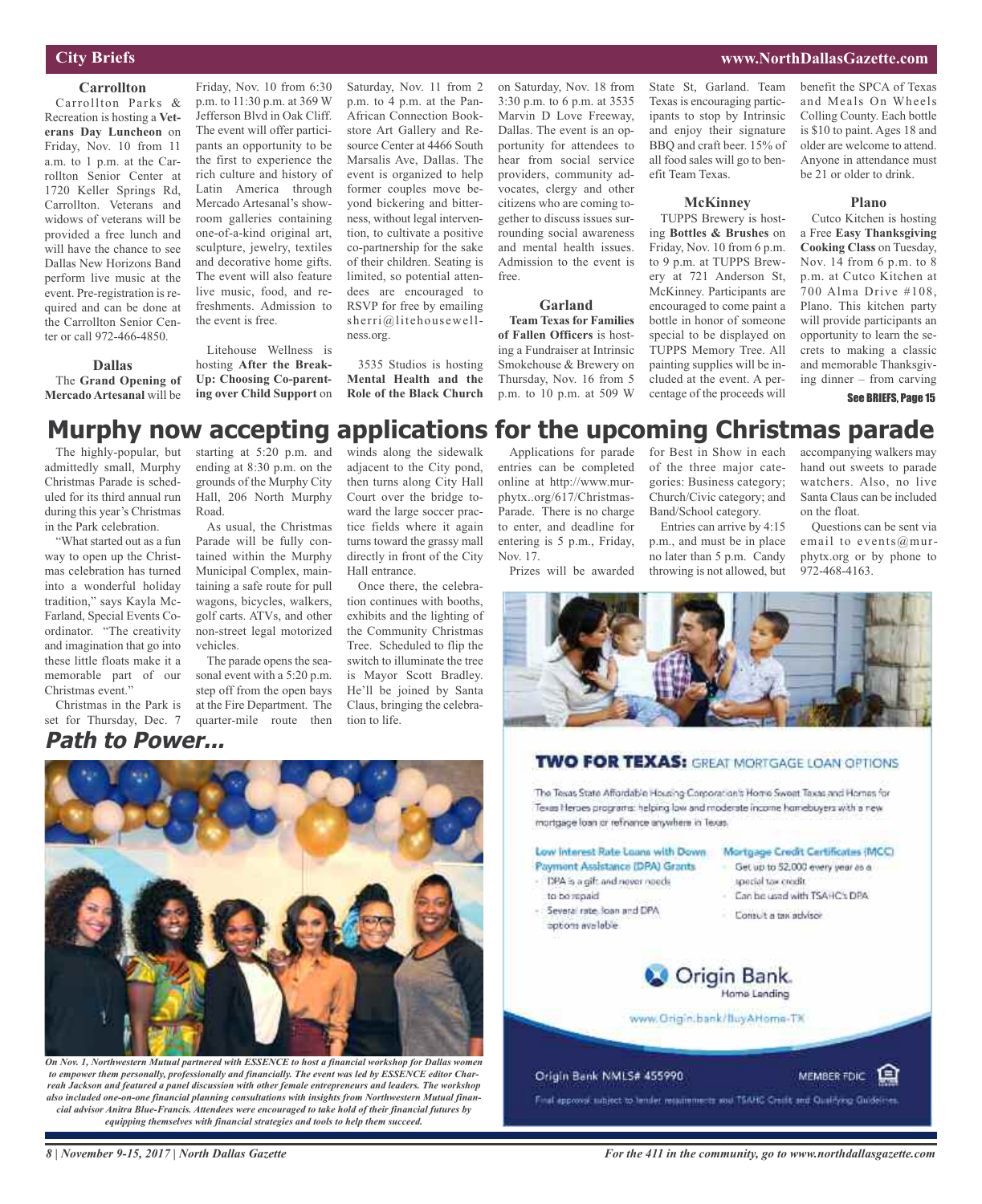## City Briefs

### Carrollton

Carrollton Parks & Recreation is hosting a **Veterans Day Luncheon** on Friday, Nov. 10 from 11 a.m. to 1 p.m. at the Carrollton Senior Center at 1720 Keller Springs Rd, Carrollton. Veterans and widows of veterans will be provided a free lunch and will have the chance to see Dallas New Horizons Band perform live music at the event. Pre-registration is required and can be done at the Carrollton Senior Center or call 972-466-4850.

### Dallas

The **Grand Opening of Mercado Artesanal** will be Friday, Nov. 10 from 6:30 p.m. to 11:30 p.m. at 369 W Jefferson Blvd in Oak Cliff. The event will offer participants an opportunity to be the first to experience the rich culture and history of Latin America through Mercado Artesanal's showroom galleries containing one-of-a-kind original art, sculpture, jewelry, textiles and decorative home gifts. The event will also feature live music, food, and refreshments. Admission to the event is free.

Litehouse Wellness is hosting **After the Break-Up: Choosing Co-parenting over Child Support** on Saturday, Nov. 11 from 2 p.m. to 4 p.m. at the Pan-African Connection Bookstore Art Gallery and Resource Center at 4466 South Marsalis Ave, Dallas. The event is organized to help former couples move beyond bickering and bitterness, without legal intervention, to cultivate a positive co-partnership for the sake of their children. Seating is limited, so potential attendees are encouraged to RSVP for free by emailing sherri@litehousewellness.org.

3535 Studios is hosting **Mental Health and the Role of the Black Church** on Saturday, Nov. 18 from 3:30 p.m. to 6 p.m. at 3535 Marvin D Love Freeway, Dallas. The event is an opportunity for attendees to hear from social service providers, community advocates, clergy and other citizens who are coming together to discuss issues surrounding social awareness and mental health issues. Admission to the event is free.

### Garland

**Team Texas for Families of Fallen Officers** is hosting a Fundraiser at Intrinsic Smokehouse & Brewery on Thursday, Nov. 16 from 5 p.m. to 10 p.m. at 509 W State St, Garland. Team Texas is encouraging participants to stop by Intrinsic and enjoy their signature BBQ and craft beer. 15% of all food sales will go to benefit Team Texas.

### McKinney

TUPPS Brewery is hosting **Bottles & Brushes** on Friday, Nov. 10 from 6 p.m. to 9 p.m. at TUPPS Brewery at 721 Anderson St, McKinney. Participants are encouraged to come paint a bottle in honor of someone special to be displayed on TUPPS Memory Tree. All painting supplies will be included at the event. A percentage of the proceeds will benefit the SPCA of Texas and Meals On Wheels Colling County. Each bottle is $10 to paint. Ages 18 and older are welcome to attend. Anyone in attendance must be 21 or older to drink.

### Plano

Cutco Kitchen is hosting a Free **Easy Thanksgiving Cooking Class** on Tuesday, Nov. 14 from 6 p.m. to 8 p.m. at Cutco Kitchen at 700 Alma Drive #108, Plano. This kitchen party will provide participants an opportunity to learn the secrets to making a classic and memorable Thanksgiving dinner – from carving

See BRIEFS, Page 15

# Murphy now accepting applications for the upcoming Christmas parade

The highly-popular, but admittedly small, Murphy Christmas Parade is scheduled for its third annual run during this year's Christmas in the Park celebration.

"What started out as a fun way to open up the Christmas celebration has turned into a wonderful holiday tradition," says Kayla McFarland, Special Events Coordinator. "The creativity and imagination that go into these little floats make it a memorable part of our Christmas event."

Christmas in the Park is set for Thursday, Dec. 7 starting at 5:20 p.m. and ending at 8:30 p.m. on the grounds of the Murphy City Hall, 206 North Murphy Road.

As usual, the Christmas Parade will be fully contained within the Murphy Municipal Complex, maintaining a safe route for pull wagons, bicycles, walkers, golf carts. ATVs, and other non-street legal motorized vehicles.

The parade opens the seasonal event with a 5:20 p.m. step off from the open bays at the Fire Department. The quarter-mile route then winds along the sidewalk adjacent to the City pond, then turns along City Hall Court over the bridge toward the large soccer practice fields where it again turns toward the grassy mall directly in front of the City Hall entrance.

Once there, the celebration continues with booths, exhibits and the lighting of the Community Christmas Tree. Scheduled to flip the switch to illuminate the tree is Mayor Scott Bradley. He'll be joined by Santa Claus, bringing the celebration to life.

Applications for parade entries can be completed online at http://www.murphytx..org/617/Christmas-Parade. There is no charge to enter, and deadline for entering is 5 p.m., Friday, Nov. 17.

Prizes will be awarded for Best in Show in each of the three major categories: Business category; Church/Civic category; and Band/School category.

Entries can arrive by 4:15 p.m., and must be in place no later than 5 p.m. Candy throwing is not allowed, but accompanying walkers may hand out sweets to parade watchers. Also, no live Santa Claus can be included on the float.

Questions can be sent via email to events@murphytx.org or by phone to 972-468-4163.

## *Path to Power...*

*On Nov. 1, Northwestern Mutual partnered with ESSENCE to host a financial workshop for Dallas women to empower them personally, professionally and financially. The event was led by ESSENCE editor Charreah Jackson and featured a panel discussion with other female entrepreneurs and leaders. The workshop also included one-on-one financial planning consultations with insights from Northwestern Mutual financial advisor Anitra Blue-Francis. Attendees were encouraged to take hold of their financial futures by equipping themselves with financial strategies and tools to help them succeed.*

**TWO FOR TEXAS:** GREAT MORTGAGE LOAN OPTIONS

The Texas State Affordable Housing Corporation's Home Sweet Texas and Homes for Texas Heroes programs: helping low and moderate income homebuyers with a new mortgage loan or refinance anywhere in Texas.

**Low Interest Rate Loans with Down Payment Assistance (DPA) Grants**

- DPA is a gift and never needs to be repaid
- Several rate, loan and DPA options available

**Mortgage Credit Certificates (MCC)**

- Get up to $2,000 every year as a special tax credit
- Can be used with TSAHC's DPA
- Consult a tax advisor

Origin Bank. Home Lending

www.Origin.bank/BuyAHome-TX

Origin Bank NMLS# 455990 MEMBER FDIC

Final approval subject to lender requirements and TSAHC Credit and Qualifying Guidelines.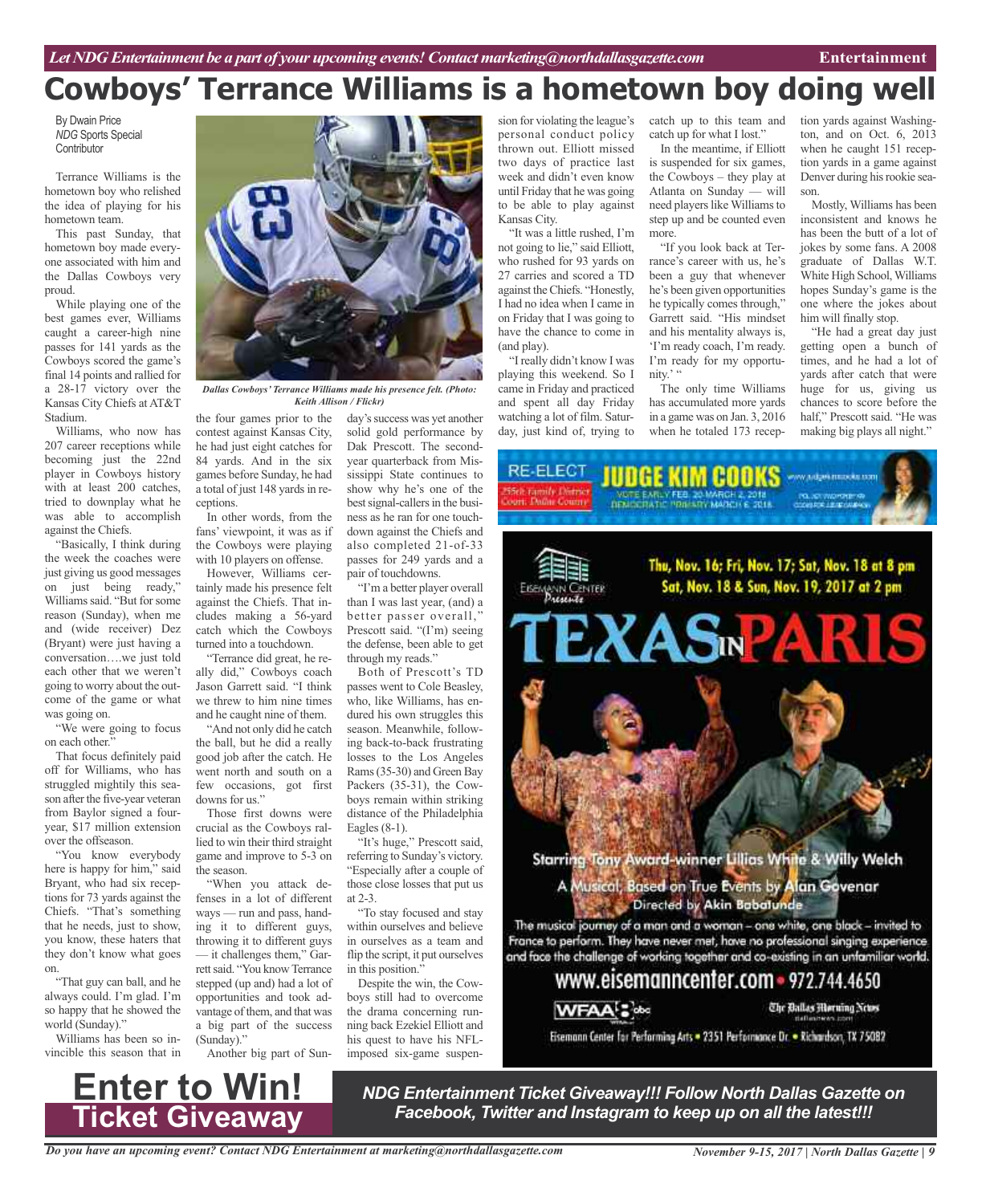# Cowboys' Terrance Williams is a hometown boy doing well

By Dwain Price
*NDG* Sports Special Contributor

Terrance Williams is the hometown boy who relished the idea of playing for his hometown team.

This past Sunday, that hometown boy made everyone associated with him and the Dallas Cowboys very proud.

While playing one of the best games ever, Williams caught a career-high nine passes for 141 yards as the Cowboys scored the game's final 14 points and rallied for a 28-17 victory over the Kansas City Chiefs at AT&T Stadium.

Williams, who now has 207 career receptions while becoming just the 22nd player in Cowboys history with at least 200 catches, tried to downplay what he was able to accomplish against the Chiefs.

"Basically, I think during the week the coaches were just giving us good messages on just being ready," Williams said. "But for some reason (Sunday), when me and (wide receiver) Dez (Bryant) were just having a conversation….we just told each other that we weren't going to worry about the outcome of the game or what was going on.

"We were going to focus on each other."

That focus definitely paid off for Williams, who has struggled mightily this season after the five-year veteran from Baylor signed a four-year, $17 million extension over the offseason.

"You know everybody here is happy for him," said Bryant, who had six receptions for 73 yards against the Chiefs. "That's something that he needs, just to show, you know, these haters that they don't know what goes on.

"That guy can ball, and he always could. I'm glad. I'm so happy that he showed the world (Sunday)."

Williams has been so invincible this season that in the four games prior to the contest against Kansas City, he had just eight catches for 84 yards. And in the six games before Sunday, he had a total of just 148 yards in receptions.

*Dallas Cowboys' Terrance Williams made his presence felt. (Photo: Keith Allison / Flickr)*

In other words, from the fans' viewpoint, it was as if the Cowboys were playing with 10 players on offense.

However, Williams certainly made his presence felt against the Chiefs. That includes making a 56-yard catch which the Cowboys turned into a touchdown.

"Terrance did great, he really did," Cowboys coach Jason Garrett said. "I think we threw to him nine times and he caught nine of them.

"And not only did he catch the ball, but he did a really good job after the catch. He went north and south on a few occasions, got first downs for us."

Those first downs were crucial as the Cowboys rallied to win their third straight game and improve to 5-3 on the season.

"When you attack defenses in a lot of different ways — run and pass, handing it to different guys, throwing it to different guys — it challenges them," Garrett said. "You know Terrance stepped (up and) had a lot of opportunities and took advantage of them, and that was a big part of the success (Sunday)."

Another big part of Sunday's success was yet another solid gold performance by Dak Prescott. The second-year quarterback from Mississippi State continues to show why he's one of the best signal-callers in the business as he ran for one touchdown against the Chiefs and also completed 21-of-33 passes for 249 yards and a pair of touchdowns.

"I'm a better player overall than I was last year, (and) a better passer overall," Prescott said. "(I'm) seeing the defense, been able to get through my reads."

Both of Prescott's TD passes went to Cole Beasley, who, like Williams, has endured his own struggles this season. Meanwhile, following back-to-back frustrating losses to the Los Angeles Rams (35-30) and Green Bay Packers (35-31), the Cowboys remain within striking distance of the Philadelphia Eagles (8-1).

"It's huge," Prescott said, referring to Sunday's victory. "Especially after a couple of those close losses that put us at 2-3.

"To stay focused and stay within ourselves and believe in ourselves as a team and flip the script, it put ourselves in this position."

Despite the win, the Cowboys still had to overcome the drama concerning running back Ezekiel Elliott and his quest to have his NFL-imposed six-game suspension for violating the league's personal conduct policy thrown out. Elliott missed two days of practice last week and didn't even know until Friday that he was going to be able to play against Kansas City.

"It was a little rushed, I'm not going to lie," said Elliott, who rushed for 93 yards on 27 carries and scored a TD against the Chiefs. "Honestly, I had no idea when I came in on Friday that I was going to have the chance to come in (and play).

"I really didn't know I was playing this weekend. So I came in Friday and practiced and spent all day Friday watching a lot of film. Saturday, just kind of, trying to catch up to this team and catch up for what I lost."

In the meantime, if Elliott is suspended for six games, the Cowboys – they play at Atlanta on Sunday — will need players like Williams to step up and be counted even more.

"If you look back at Terrance's career with us, he's been a guy that whenever he's been given opportunities he typically comes through," Garrett said. "His mindset and his mentality always is, 'I'm ready coach, I'm ready. I'm ready for my opportunity.' "

The only time Williams has accumulated more yards in a game was on Jan. 3, 2016 when he totaled 173 reception yards against Washington, and on Oct. 6, 2013 when he caught 151 reception yards in a game against Denver during his rookie season.

Mostly, Williams has been inconsistent and knows he has been the butt of a lot of jokes by some fans. A 2008 graduate of Dallas W.T. White High School, Williams hopes Sunday's game is the one where the jokes about him will finally stop.

"He had a great day just getting open a bunch of times, and he had a lot of yards after catch that were huge for us, giving us chances to score before the half," Prescott said. "He was making big plays all night."

RE-ELECT **JUDGE KIM COOKS**
255th Family District Court, Dallas County
VOTE EARLY FEB. 20-MARCH 2, 2018
DEMOCRATIC PRIMARY MARCH 6, 2018

Eisemann Center Presents

**Thu, Nov. 16; Fri, Nov. 17; Sat, Nov. 18 at 8 pm**
**Sat, Nov. 18 & Sun, Nov. 19, 2017 at 2 pm**

# TEXAS IN PARIS

Starring Tony Award-winner Lillias White & Willy Welch

A Musical, Based on True Events by Alan Govenar

Directed by Akin Babatunde

The musical journey of a man and a woman – one white, one black – invited to France to perform. They have never met, have no professional singing experience and face the challenge of working together and co-existing in an unfamiliar world.

www.eisemanncenter.com • 972.744.4650

WFAA abc — The Dallas Morning News

Eisemann Center for Performing Arts • 2351 Performance Dr. • Richardson, TX 75082

# Enter to Win!
## Ticket Giveaway

***NDG Entertainment Ticket Giveaway!!! Follow North Dallas Gazette on Facebook, Twitter and Instagram to keep up on all the latest!!!***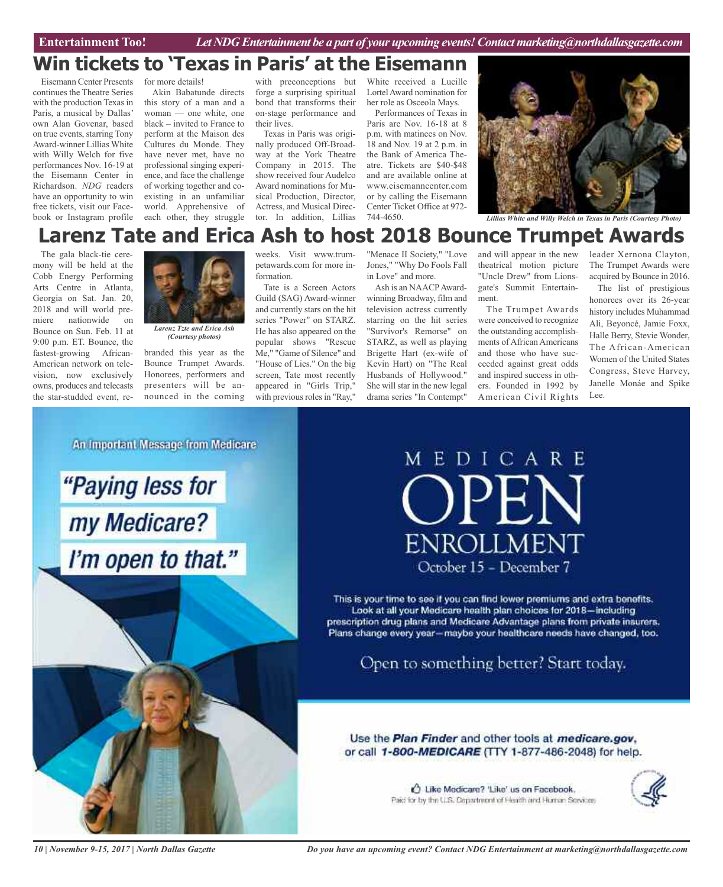# Win tickets to 'Texas in Paris' at the Eisemann

Eisemann Center Presents continues the Theatre Series with the production Texas in Paris, a musical by Dallas' own Alan Govenar, based on true events, starring Tony Award-winner Lillias White with Willy Welch for five performances Nov. 16-19 at the Eisemann Center in Richardson. *NDG* readers have an opportunity to win free tickets, visit our Facebook or Instagram profile for more details!

Akin Babatunde directs this story of a man and a woman — one white, one black – invited to France to perform at the Maison des Cultures du Monde. They have never met, have no professional singing experience, and face the challenge of working together and coexisting in an unfamiliar world. Apprehensive of each other, they struggle with preconceptions but forge a surprising spiritual bond that transforms their on-stage performance and their lives.

Texas in Paris was originally produced Off-Broadway at the York Theatre Company in 2015. The show received four Audelco Award nominations for Musical Production, Director, Actress, and Musical Director. In addition, Lillias White received a Lucille Lortel Award nomination for her role as Osceola Mays.

Performances of Texas in Paris are Nov. 16-18 at 8 p.m. with matinees on Nov. 18 and Nov. 19 at 2 p.m. in the Bank of America Theatre. Tickets are $40-$48 and are available online at www.eisemanncenter.com or by calling the Eisemann Center Ticket Office at 972-744-4650.

*Lillias White and Willy Welch in Texas in Paris (Courtesy Photo)*

# Larenz Tate and Erica Ash to host 2018 Bounce Trumpet Awards

*Larenz Tzte and Erica Ash (Courtesy photos)*

The gala black-tie ceremony will be held at the Cobb Energy Performing Arts Centre in Atlanta, Georgia on Sat. Jan. 20, 2018 and will world premiere nationwide on Bounce on Sun. Feb. 11 at 9:00 p.m. ET. Bounce, the fastest-growing African-American network on television, now exclusively owns, produces and telecasts the star-studded event, re-branded this year as the Bounce Trumpet Awards. Honorees, performers and presenters will be announced in the coming weeks. Visit www.trumpetawards.com for more information.

Tate is a Screen Actors Guild (SAG) Award-winner and currently stars on the hit series "Power" on STARZ. He has also appeared on the popular shows "Rescue Me," "Game of Silence" and "House of Lies." On the big screen, Tate most recently appeared in "Girls Trip," with previous roles in "Ray," "Menace II Society," "Love Jones," "Why Do Fools Fall in Love" and more.

Ash is an NAACP Award-winning Broadway, film and television actress currently starring on the hit series "Survivor's Remorse" on STARZ, as well as playing Brigette Hart (ex-wife of Kevin Hart) on "The Real Husbands of Hollywood." She will star in the new legal drama series "In Contempt" and will appear in the new theatrical motion picture "Uncle Drew" from Lionsgate's Summit Entertainment.

The Trumpet Awards were conceived to recognize the outstanding accomplishments of African Americans and those who have succeeded against great odds and inspired success in others. Founded in 1992 by American Civil Rights leader Xernona Clayton, The Trumpet Awards were acquired by Bounce in 2016.

The list of prestigious honorees over its 26-year history includes Muhammad Ali, Beyoncé, Jamie Foxx, Halle Berry, Stevie Wonder, The African-American Women of the United States Congress, Steve Harvey, Janelle Monáe and Spike Lee.

An Important Message from Medicare

"Paying less for my Medicare? I'm open to that."

## MEDICARE OPEN ENROLLMENT

October 15 – December 7

This is your time to see if you can find lower premiums and extra benefits. Look at all your Medicare health plan choices for 2018—including prescription drug plans and Medicare Advantage plans from private insurers. Plans change every year—maybe your healthcare needs have changed, too.

Open to something better? Start today.

Use the ***Plan Finder*** and other tools at ***medicare.gov***, or call **1-800-MEDICARE** (TTY 1-877-486-2048) for help.

Like Medicare? 'Like' us on Facebook.

Paid for by the U.S. Department of Health and Human Services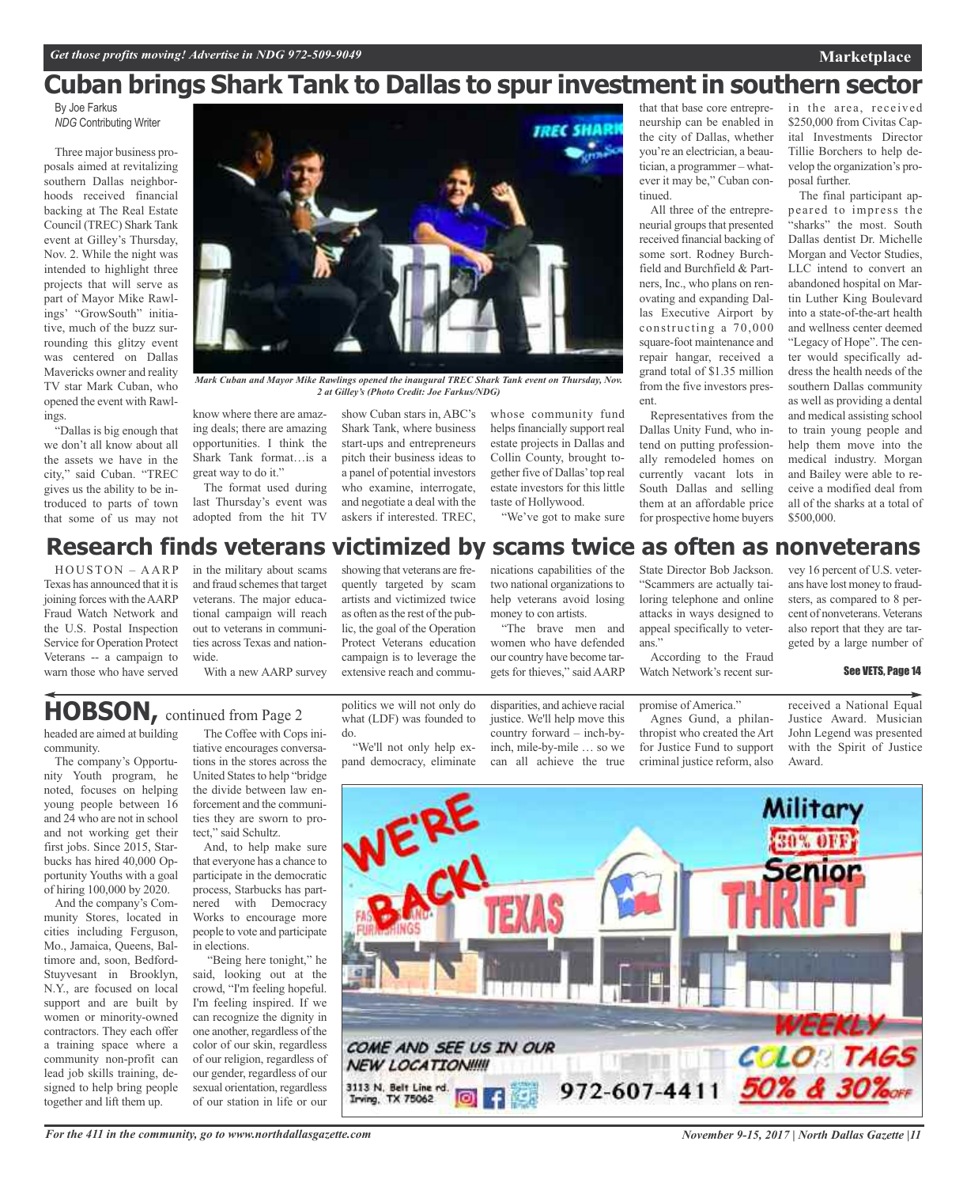# Cuban brings Shark Tank to Dallas to spur investment in southern sector

By Joe Farkus
*NDG* Contributing Writer

Three major business proposals aimed at revitalizing southern Dallas neighborhoods received financial backing at The Real Estate Council (TREC) Shark Tank event at Gilley's Thursday, Nov. 2. While the night was intended to highlight three projects that will serve as part of Mayor Mike Rawlings' "GrowSouth" initiative, much of the buzz surrounding this glitzy event was centered on Dallas Mavericks owner and reality TV star Mark Cuban, who opened the event with Rawlings.

*Mark Cuban and Mayor Mike Rawlings opened the inaugural TREC Shark Tank event on Thursday, Nov. 2 at Gilley's (Photo Credit: Joe Farkus/NDG)*

"Dallas is big enough that we don't all know about all the assets we have in the city," said Cuban. "TREC gives us the ability to be introduced to parts of town that some of us may not know where there are amazing deals; there are amazing opportunities. I think the Shark Tank format…is a great way to do it."

The format used during last Thursday's event was adopted from the hit TV show Cuban stars in, ABC's Shark Tank, where business start-ups and entrepreneurs pitch their business ideas to a panel of potential investors who examine, interrogate, and negotiate a deal with the askers if interested. TREC, whose community fund helps financially support real estate projects in Dallas and Collin County, brought together five of Dallas' top real estate investors for this little taste of Hollywood.

"We've got to make sure that that base core entrepreneurship can be enabled in the city of Dallas, whether you're an electrician, a beautician, a programmer – whatever it may be," Cuban continued.

All three of the entrepreneurial groups that presented received financial backing of some sort. Rodney Burchfield and Burchfield & Partners, Inc., who plans on renovating and expanding Dallas Executive Airport by constructing a 70,000 square-foot maintenance and repair hangar, received a grand total of $1.35 million from the five investors present.

Representatives from the Dallas Unity Fund, who intend on putting professionally remodeled homes on currently vacant lots in South Dallas and selling them at an affordable price for prospective home buyers in the area, received $250,000 from Civitas Capital Investments Director Tillie Borchers to help develop the organization's proposal further.

The final participant appeared to impress the "sharks" the most. South Dallas dentist Dr. Michelle Morgan and Vector Studies, LLC intend to convert an abandoned hospital on Martin Luther King Boulevard into a state-of-the-art health and wellness center deemed "Legacy of Hope". The center would specifically address the health needs of the southern Dallas community as well as providing a dental and medical assisting school to train young people and help them move into the medical industry. Morgan and Bailey were able to receive a modified deal from all of the sharks at a total of $500,000.

# Research finds veterans victimized by scams twice as often as nonveterans

HOUSTON – AARP Texas has announced that it is joining forces with the AARP Fraud Watch Network and the U.S. Postal Inspection Service for Operation Protect Veterans -- a campaign to warn those who have served in the military about scams and fraud schemes that target veterans. The major educational campaign will reach out to veterans in communities across Texas and nationwide.

With a new AARP survey showing that veterans are frequently targeted by scam artists and victimized twice as often as the rest of the public, the goal of the Operation Protect Veterans education campaign is to leverage the extensive reach and communications capabilities of the two national organizations to help veterans avoid losing money to con artists.

"The brave men and women who have defended our country have become targets for thieves," said AARP State Director Bob Jackson. "Scammers are actually tailoring telephone and online attacks in ways designed to appeal specifically to veterans."

According to the Fraud Watch Network's recent survey 16 percent of U.S. veterans have lost money to fraudsters, as compared to 8 percent of nonveterans. Veterans also report that they are targeted by a large number of

**See VETS, Page 14**

# HOBSON, continued from Page 2

headed are aimed at building community.

The company's Opportunity Youth program, he noted, focuses on helping young people between 16 and 24 who are not in school and not working get their first jobs. Since 2015, Starbucks has hired 40,000 Opportunity Youths with a goal of hiring 100,000 by 2020.

And the company's Community Stores, located in cities including Ferguson, Mo., Jamaica, Queens, Baltimore and, soon, Bedford-Stuyvesant in Brooklyn, N.Y., are focused on local support and are built by women or minority-owned contractors. They each offer a training space where a community non-profit can lead job skills training, designed to help bring people together and lift them up.

The Coffee with Cops initiative encourages conversations in the stores across the United States to help "bridge the divide between law enforcement and the communities they are sworn to protect," said Schultz.

And, to help make sure that everyone has a chance to participate in the democratic process, Starbucks has partnered with Democracy Works to encourage more people to vote and participate in elections.

"Being here tonight," he said, looking out at the crowd, "I'm feeling hopeful. I'm feeling inspired. If we can recognize the dignity in one another, regardless of the color of our skin, regardless of our religion, regardless of our gender, regardless of our sexual orientation, regardless of our station in life or our politics we will not only do what (LDF) was founded to do.

"We'll not only help expand democracy, eliminate disparities, and achieve racial justice. We'll help move this country forward – inch-by-inch, mile-by-mile … so we can all achieve the true promise of America."

Agnes Gund, a philanthropist who created the Art for Justice Fund to support criminal justice reform, also received a National Equal Justice Award. Musician John Legend was presented with the Spirit of Justice Award.

WE'RE BACK! TEXAS THRIFT

Military 30% OFF Senior

WEEKLY COLOR TAGS 50% & 30% OFF

COME AND SEE US IN OUR NEW LOCATION!!!!!

3113 N. Belt Line rd. Irving, TX 75062

972-607-4411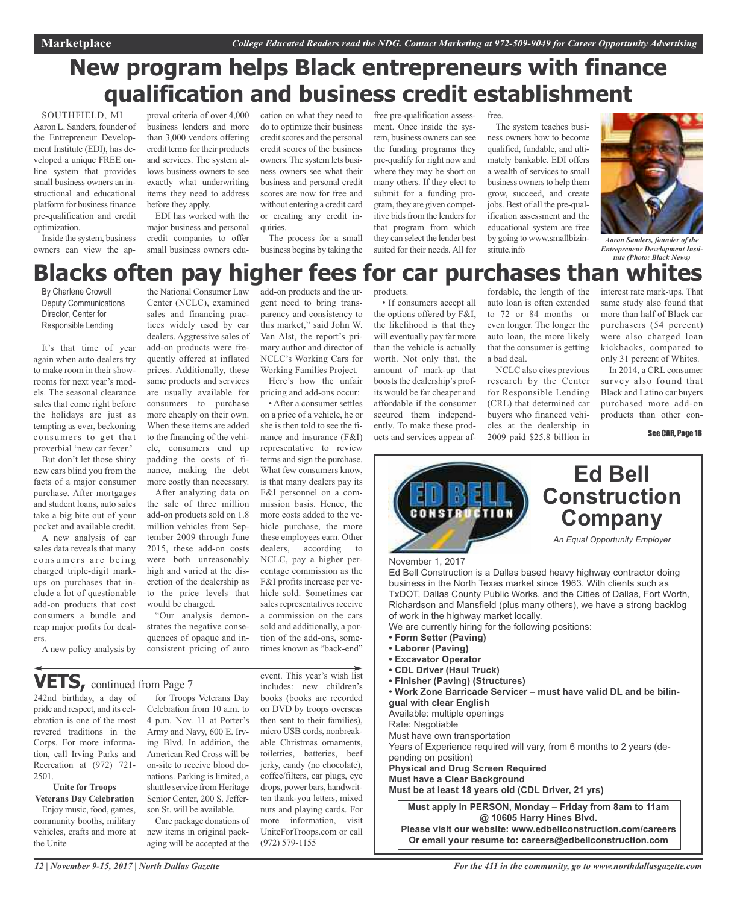# New program helps Black entrepreneurs with finance qualification and business credit establishment

SOUTHFIELD, MI — Aaron L. Sanders, founder of the Entrepreneur Development Institute (EDI), has developed a unique FREE online system that provides small business owners an instructional and educational platform for business finance pre-qualification and credit optimization.

Inside the system, business owners can view the approval criteria of over 4,000 business lenders and more than 3,000 vendors offering credit terms for their products and services. The system allows business owners to see exactly what underwriting items they need to address before they apply.

EDI has worked with the major business and personal credit companies to offer small business owners education on what they need to do to optimize their business credit scores and the personal credit scores of the business owners. The system lets business owners see what their business and personal credit scores are now for free and without entering a credit card or creating any credit inquiries.

The process for a small business begins by taking the free pre-qualification assessment. Once inside the system, business owners can see the funding programs they pre-qualify for right now and where they may be short on many others. If they elect to submit for a funding program, they are given competitive bids from the lenders for that program from which they can select the lender best suited for their needs. All for free.

The system teaches business owners how to become qualified, fundable, and ultimately bankable. EDI offers a wealth of services to small business owners to help them grow, succeed, and create jobs. Best of all the pre-qualification assessment and the educational system are free by going to www.smallbizinstitute.info

*Aaron Sanders, founder of the Entrepreneur Development Institute (Photo: Black News)*

# Blacks often pay higher fees for car purchases than whites

By Charlene Crowell
Deputy Communications Director, Center for Responsible Lending

It's that time of year again when auto dealers try to make room in their showrooms for next year's models. The seasonal clearance sales that come right before the holidays are just as tempting as ever, beckoning consumers to get that proverbial 'new car fever.'

But don't let those shiny new cars blind you from the facts of a major consumer purchase. After mortgages and student loans, auto sales take a big bite out of your pocket and available credit.

A new analysis of car sales data reveals that many consumers are being charged triple-digit markups on purchases that include a lot of questionable add-on products that cost consumers a bundle and reap major profits for dealers.

A new policy analysis by the National Consumer Law Center (NCLC), examined sales and financing practices widely used by car dealers. Aggressive sales of add-on products were frequently offered at inflated prices. Additionally, these same products and services are usually available for consumers to purchase more cheaply on their own. When these items are added to the financing of the vehicle, consumers end up padding the costs of finance, making the debt more costly than necessary.

After analyzing data on the sale of three million add-on products sold on 1.8 million vehicles from September 2009 through June 2015, these add-on costs were both unreasonably high and varied at the discretion of the dealership as to the price levels that would be charged.

"Our analysis demonstrates the negative consequences of opaque and inconsistent pricing of auto add-on products and the urgent need to bring transparency and consistency to this market," said John W. Van Alst, the report's primary author and director of NCLC's Working Cars for Working Families Project.

Here's how the unfair pricing and add-ons occur:

• After a consumer settles on a price of a vehicle, he or she is then told to see the finance and insurance (F&I) representative to review terms and sign the purchase. What few consumers know, is that many dealers pay its F&I personnel on a commission basis. Hence, the more costs added to the vehicle purchase, the more these employees earn. Other dealers, according to NCLC, pay a higher percentage commission as the F&I profits increase per vehicle sold. Sometimes car sales representatives receive a commission on the cars sold and additionally, a portion of the add-ons, sometimes known as "back-end" products.

• If consumers accept all the options offered by F&I, the likelihood is that they will eventually pay far more than the vehicle is actually worth. Not only that, the amount of mark-up that boosts the dealership's profits would be far cheaper and affordable if the consumer secured them independently. To make these products and services appear affordable, the length of the auto loan is often extended to 72 or 84 months—or even longer. The longer the auto loan, the more likely that the consumer is getting a bad deal.

NCLC also cites previous research by the Center for Responsible Lending (CRL) that determined car buyers who financed vehicles at the dealership in 2009 paid $25.8 billion in interest rate mark-ups. That same study also found that more than half of Black car purchasers (54 percent) were also charged loan kickbacks, compared to only 31 percent of Whites.

In 2014, a CRL consumer survey also found that Black and Latino car buyers purchased more add-on products than other con-

**See CAR, Page 16**

# VETS, continued from Page 7

242nd birthday, a day of pride and respect, and its celebration is one of the most revered traditions in the Corps. For more information, call Irving Parks and Recreation at (972) 721-2501.

**Unite for Troops Veterans Day Celebration**

Enjoy music, food, games, community booths, military vehicles, crafts and more at the Unite for Troops Veterans Day Celebration from 10 a.m. to 4 p.m. Nov. 11 at Porter's Army and Navy, 600 E. Irving Blvd. In addition, the American Red Cross will be on-site to receive blood donations. Parking is limited, a shuttle service from Heritage Senior Center, 200 S. Jefferson St. will be available.

Care package donations of new items in original packaging will be accepted at the event. This year's wish list includes: new children's books (books are recorded on DVD by troops overseas then sent to their families), micro USB cords, nonbreakable Christmas ornaments, toiletries, batteries, beef jerky, candy (no chocolate), coffee/filters, ear plugs, eye drops, power bars, handwritten thank-you letters, mixed nuts and playing cards. For more information, visit UniteForTroops.com or call (972) 579-1155

# Ed Bell Construction Company

*An Equal Opportunity Employer*

November 1, 2017

Ed Bell Construction is a Dallas based heavy highway contractor doing business in the North Texas market since 1963. With clients such as TxDOT, Dallas County Public Works, and the Cities of Dallas, Fort Worth, Richardson and Mansfield (plus many others), we have a strong backlog of work in the highway market locally.

We are currently hiring for the following positions:

- **Form Setter (Paving)**
- **Laborer (Paving)**
- **Excavator Operator**
- **CDL Driver (Haul Truck)**
- **Finisher (Paving) (Structures)**
- **Work Zone Barricade Servicer – must have valid DL and be bilingual with clear English**

Available: multiple openings

Rate: Negotiable

Must have own transportation

Years of Experience required will vary, from 6 months to 2 years (depending on position)

**Physical and Drug Screen Required**

**Must have a Clear Background**

**Must be at least 18 years old (CDL Driver, 21 yrs)**

**Must apply in PERSON, Monday – Friday from 8am to 11am @ 10605 Harry Hines Blvd.**

**Please visit our website: www.edbellconstruction.com/careers**

**Or email your resume to: careers@edbellconstruction.com**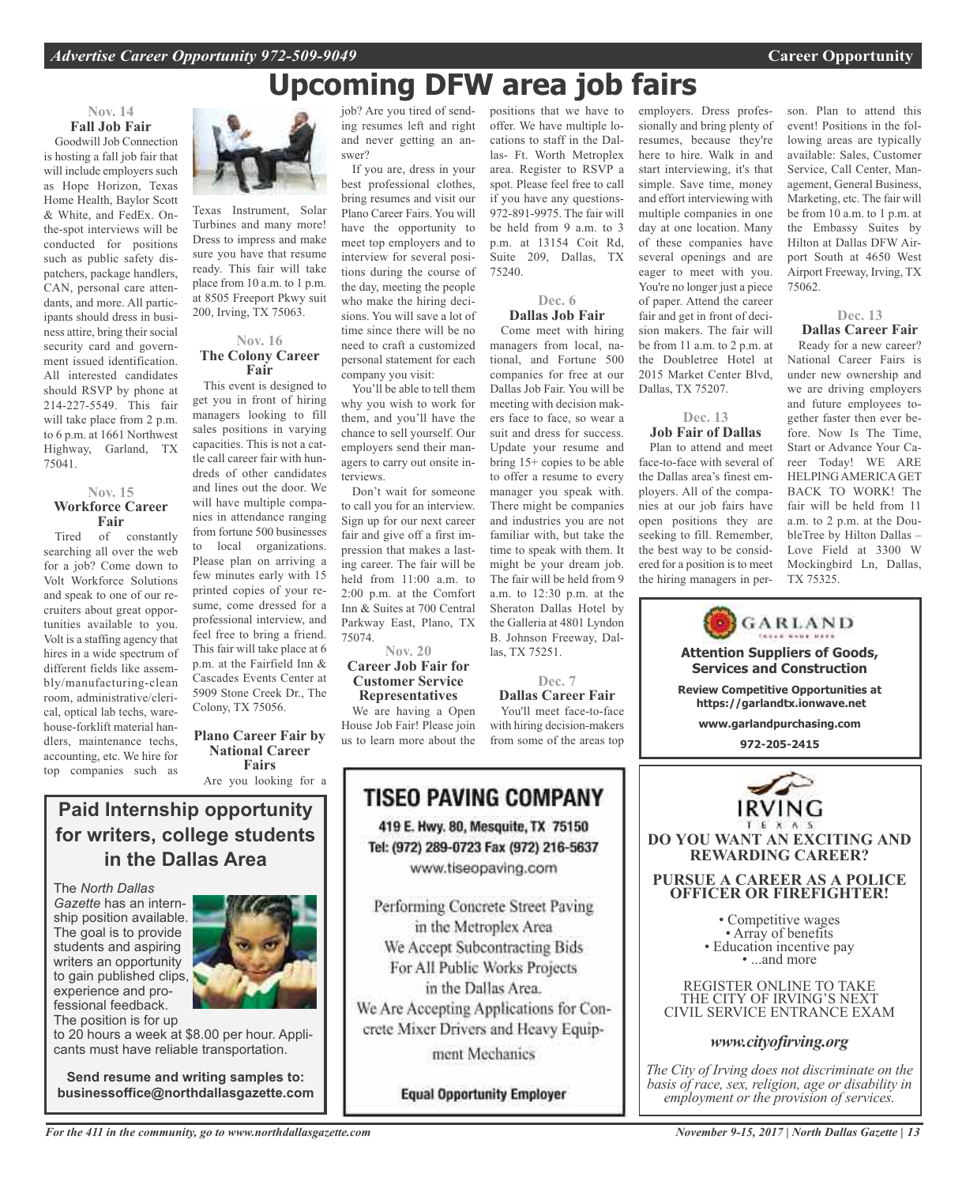# Upcoming DFW area job fairs

### Nov. 14
### Fall Job Fair

Goodwill Job Connection is hosting a fall job fair that will include employers such as Hope Horizon, Texas Home Health, Baylor Scott & White, and FedEx. On-the-spot interviews will be conducted for positions such as public safety dispatchers, package handlers, CAN, personal care attendants, and more. All participants should dress in business attire, bring their social security card and government issued identification. All interested candidates should RSVP by phone at 214-227-5549. This fair will take place from 2 p.m. to 6 p.m. at 1661 Northwest Highway, Garland, TX 75041.

### Nov. 15
### Workforce Career Fair

Tired of constantly searching all over the web for a job? Come down to Volt Workforce Solutions and speak to one of our recruiters about great opportunities available to you. Volt is a staffing agency that hires in a wide spectrum of different fields like assembly/manufacturing-clean room, administrative/clerical, optical lab techs, warehouse-forklift material handlers, maintenance techs, accounting, etc. We hire for top companies such as Texas Instrument, Solar Turbines and many more! Dress to impress and make sure you have that resume ready. This fair will take place from 10 a.m. to 1 p.m. at 8505 Freeport Pkwy suit 200, Irving, TX 75063.

### Nov. 16
### The Colony Career Fair

This event is designed to get you in front of hiring managers looking to fill sales positions in varying capacities. This is not a cattle call career fair with hundreds of other candidates and lines out the door. We will have multiple companies in attendance ranging from fortune 500 businesses to local organizations. Please plan on arriving a few minutes early with 15 printed copies of your resume, come dressed for a professional interview, and feel free to bring a friend. This fair will take place at 6 p.m. at the Fairfield Inn & Cascades Events Center at 5909 Stone Creek Dr., The Colony, TX 75056.

### Plano Career Fair by National Career Fairs

Are you looking for a job? Are you tired of sending resumes left and right and never getting an answer?

If you are, dress in your best professional clothes, bring resumes and visit our Plano Career Fairs. You will have the opportunity to meet top employers and to interview for several positions during the course of the day, meeting the people who make the hiring decisions. You will save a lot of time since there will be no need to craft a customized personal statement for each company you visit:

You'll be able to tell them why you wish to work for them, and you'll have the chance to sell yourself. Our employers send their managers to carry out onsite interviews.

Don't wait for someone to call you for an interview. Sign up for our next career fair and give off a first impression that makes a lasting career. The fair will be held from 11:00 a.m. to 2:00 p.m. at the Comfort Inn & Suites at 700 Central Parkway East, Plano, TX 75074.

### Nov. 20
### Career Job Fair for Customer Service Representatives

We are having a Open House Job Fair! Please join us to learn more about the positions that we have to offer. We have multiple locations to staff in the Dallas- Ft. Worth Metroplex area. Register to RSVP a spot. Please feel free to call if you have any questions-972-891-9975. The fair will be held from 9 a.m. to 3 p.m. at 13154 Coit Rd, Suite 209, Dallas, TX 75240.

### Dec. 6
### Dallas Job Fair

Come meet with hiring managers from local, national, and Fortune 500 companies for free at our Dallas Job Fair. You will be meeting with decision makers face to face, so wear a suit and dress for success. Update your resume and bring 15+ copies to be able to offer a resume to every manager you speak with. There might be companies and industries you are not familiar with, but take the time to speak with them. It might be your dream job. The fair will be held from 9 a.m. to 12:30 p.m. at the Sheraton Dallas Hotel by the Galleria at 4801 Lyndon B. Johnson Freeway, Dallas, TX 75251.

### Dec. 7
### Dallas Career Fair

You'll meet face-to-face with hiring decision-makers from some of the areas top employers. Dress professionally and bring plenty of resumes, because they're here to hire. Walk in and start interviewing, it's that simple. Save time, money and effort interviewing with multiple companies in one day at one location. Many of these companies have several openings and are eager to meet with you. You're no longer just a piece of paper. Attend the career fair and get in front of decision makers. The fair will be from 11 a.m. to 2 p.m. at the Doubletree Hotel at 2015 Market Center Blvd, Dallas, TX 75207.

### Dec. 13
### Job Fair of Dallas

Plan to attend and meet face-to-face with several of the Dallas area's finest employers. All of the companies at our job fairs have open positions they are seeking to fill. Remember, the best way to be considered for a position is to meet the hiring managers in person. Plan to attend this event! Positions in the following areas are typically available: Sales, Customer Service, Call Center, Management, General Business, Marketing, etc. The fair will be from 10 a.m. to 1 p.m. at the Embassy Suites by Hilton at Dallas DFW Airport South at 4650 West Airport Freeway, Irving, TX 75062.

### Dec. 13
### Dallas Career Fair

Ready for a new career? National Career Fairs is under new ownership and we are driving employers and future employees together faster then ever before. Now Is The Time, Start or Advance Your Career Today! WE ARE HELPING AMERICA GET BACK TO WORK! The fair will be held from 11 a.m. to 2 p.m. at the DoubleTree by Hilton Dallas – Love Field at 3300 W Mockingbird Ln, Dallas, TX 75325.

---

## Paid Internship opportunity for writers, college students in the Dallas Area

The *North Dallas Gazette* has an internship position available. The goal is to provide students and aspiring writers an opportunity to gain published clips, experience and professional feedback. The position is for up to 20 hours a week at $8.00 per hour. Applicants must have reliable transportation.

**Send resume and writing samples to: businessoffice@northdallasgazette.com**

---

## TISEO PAVING COMPANY

419 E. Hwy. 80, Mesquite, TX 75150
Tel: (972) 289-0723 Fax (972) 216-5637
www.tiseopaving.com

Performing Concrete Street Paving in the Metroplex Area
We Accept Subcontracting Bids For All Public Works Projects in the Dallas Area.
We Are Accepting Applications for Concrete Mixer Drivers and Heavy Equipment Mechanics

**Equal Opportunity Employer**

---

GARLAND

**Attention Suppliers of Goods, Services and Construction**

**Review Competitive Opportunities at https://garlandtx.ionwave.net**

**www.garlandpurchasing.com**

**972-205-2415**

---

IRVING TEXAS

**DO YOU WANT AN EXCITING AND REWARDING CAREER?**

**PURSUE A CAREER AS A POLICE OFFICER OR FIREFIGHTER!**

- Competitive wages
- Array of benefits
- Education incentive pay
- ...and more

REGISTER ONLINE TO TAKE THE CITY OF IRVING'S NEXT CIVIL SERVICE ENTRANCE EXAM

***www.cityofirving.org***

*The City of Irving does not discriminate on the basis of race, sex, religion, age or disability in employment or the provision of services.*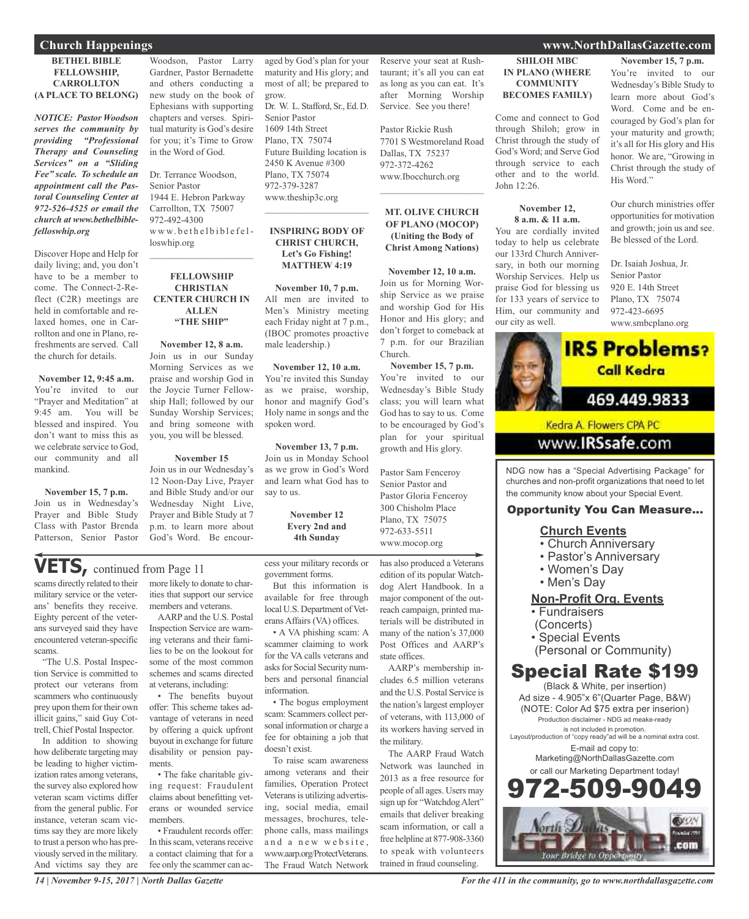## Church Happenings

### BETHEL BIBLE FELLOWSHIP, CARROLLTON (A PLACE TO BELONG)

***NOTICE: Pastor Woodson serves the community by providing "Professional Therapy and Counseling Services" on a "Sliding Fee" scale. To schedule an appointment call the Pastoral Counseling Center at 972-526-4525 or email the church at www.bethelbiblefelloswhip.org***

Discover Hope and Help for daily living; and, you don't have to be a member to come. The Connect-2-Reflect (C2R) meetings are held in comfortable and relaxed homes, one in Carrollton and one in Plano, refreshments are served. Call the church for details.

**November 12, 9:45 a.m.**
You're invited to our "Prayer and Meditation" at 9:45 am. You will be blessed and inspired. You don't want to miss this as we celebrate service to God, our community and all mankind.

**November 15, 7 p.m.**
Join us in Wednesday's Prayer and Bible Study Class with Pastor Brenda Patterson, Senior Pastor Woodson, Pastor Larry Gardner, Pastor Bernadette and others conducting a new study on the book of Ephesians with supporting chapters and verses. Spiritual maturity is God's desire for you; it's Time to Grow in the Word of God.

Dr. Terrance Woodson,
Senior Pastor
1944 E. Hebron Parkway
Carrollton, TX 75007
972-492-4300
www.bethelbiblefelloswhip.org

---

### FELLOWSHIP CHRISTIAN CENTER CHURCH IN ALLEN "THE SHIP"

**November 12, 8 a.m.**
Join us in our Sunday Morning Services as we praise and worship God in the Joycie Turner Fellowship Hall; followed by our Sunday Worship Services; and bring someone with you, you will be blessed.

**November 15**
Join us in our Wednesday's 12 Noon-Day Live, Prayer and Bible Study and/or our Wednesday Night Live, Prayer and Bible Study at 7 p.m. to learn more about God's Word. Be encouraged by God's plan for your maturity and His glory; and most of all; be prepared to grow.

Dr. W. L. Stafford, Sr., Ed. D.
Senior Pastor
1609 14th Street
Plano, TX 75074
Future Building location is
2450 K Avenue #300
Plano, TX 75074
972-379-3287
www.theship3c.org

---

### INSPIRING BODY OF CHRIST CHURCH, Let's Go Fishing! MATTHEW 4:19

**November 10, 7 p.m.**
All men are invited to Men's Ministry meeting each Friday night at 7 p.m., (IBOC promotes proactive male leadership.)

**November 12, 10 a.m.**
You're invited this Sunday as we praise, worship, honor and magnify God's Holy name in songs and the spoken word.

**November 13, 7 p.m.**
Join us in Monday School as we grow in God's Word and learn what God has to say to us.

**November 12**
**Every 2nd and 4th Sunday**
Reserve your seat at Rushtaurant; it's all you can eat as long as you can eat. It's after Morning Worship Service. See you there!

Pastor Rickie Rush
7701 S Westmoreland Road
Dallas, TX 75237
972-372-4262
www.Ibocchurch.org

---

### MT. OLIVE CHURCH OF PLANO (MOCOP) (Uniting the Body of Christ Among Nations)

**November 12, 10 a.m.**
Join us for Morning Worship Service as we praise and worship God for His Honor and His glory; and don't forget to comeback at 7 p.m. for our Brazilian Church.

**November 15, 7 p.m.**
You're invited to our Wednesday's Bible Study class; you will learn what God has to say to us. Come to be encouraged by God's plan for your spiritual growth and His glory.

Pastor Sam Fenceroy
Senior Pastor and
Pastor Gloria Fenceroy
300 Chisholm Place
Plano, TX 75075
972-633-5511
www.mocop.org

---

### SHILOH MBC IN PLANO (WHERE COMMUNITY BECOMES FAMILY)

Come and connect to God through Shiloh; grow in Christ through the study of God's Word; and Serve God through service to each other and to the world. John 12:26.

**November 12, 8 a.m. & 11 a.m.**
You are cordially invited today to help us celebrate our 133rd Church Anniversary, in both our morning Worship Services. Help us praise God for blessing us for 133 years of service to Him, our community and our city as well.

**November 15, 7 p.m.**
You're invited to our Wednesday's Bible Study to learn more about God's Word. Come and be encouraged by God's plan for your maturity and growth; it's all for His glory and His honor. We are, "Growing in Christ through the study of His Word."

Our church ministries offer opportunities for motivation and growth; join us and see. Be blessed of the Lord.

Dr. Isaiah Joshua, Jr.
Senior Pastor
920 E. 14th Street
Plano, TX 75074
972-423-6695
www.smbcplano.org

---

**IRS Problems? Call Kedra**
**469.449.9833**
Kedra A. Flowers CPA PC
www.IRSsafe.com

---

NDG now has a "Special Advertising Package" for churches and non-profit organizations that need to let the community know about your Special Event.

**Opportunity You Can Measure...**

**Church Events**
- Church Anniversary
- Pastor's Anniversary
- Women's Day
- Men's Day

**Non-Profit Org. Events**
- Fundraisers (Concerts)
- Special Events (Personal or Community)

**Special Rate $199**
(Black & White, per insertion)
Ad size - 4.905"x 6"(Quarter Page, B&W)
(NOTE: Color Ad $75 extra per inserion)
Production disclaimer - NDG ad meake-ready is not included in promotion.
Layout/production of "copy ready"ad will be a nominal extra cost.
E-mail ad copy to:
Marketing@NorthDallasGazette.com
or call our Marketing Department today!
**972-509-9049**

---

## VETS, continued from Page 11

scams directly related to their military service or the veterans' benefits they receive. Eighty percent of the veterans surveyed said they have encountered veteran-specific scams.

"The U.S. Postal Inspection Service is committed to protect our veterans from scammers who continuously prey upon them for their own illicit gains," said Guy Cottrell, Chief Postal Inspector.

In addition to showing how deliberate targeting may be leading to higher victimization rates among veterans, the survey also explored how veteran scam victims differ from the general public. For instance, veteran scam victims say they are more likely to trust a person who has previously served in the military. And victims say they are more likely to donate to charities that support our service members and veterans.

AARP and the U.S. Postal Inspection Service are warning veterans and their families to be on the lookout for some of the most common schemes and scams directed at veterans, including:

- The benefits buyout offer: This scheme takes advantage of veterans in need by offering a quick upfront buyout in exchange for future disability or pension payments.
- The fake charitable giving request: Fraudulent claims about benefitting veterans or wounded service members.
- Fraudulent records offer: In this scam, veterans receive a contact claiming that for a fee only the scammer can access your military records or government forms.

But this information is available for free through local U.S. Department of Veterans Affairs (VA) offices.

- A VA phishing scam: A scammer claiming to work for the VA calls veterans and asks for Social Security numbers and personal financial information.
- The bogus employment scam: Scammers collect personal information or charge a fee for obtaining a job that doesn't exist.

To raise scam awareness among veterans and their families, Operation Protect Veterans is utilizing advertising, social media, email messages, brochures, telephone calls, mass mailings and a new website, www.aarp.org/ProtectVeterans. The Fraud Watch Network has also produced a Veterans edition of its popular Watchdog Alert Handbook. In a major component of the outreach campaign, printed materials will be distributed in many of the nation's 37,000 Post Offices and AARP's state offices.

AARP's membership includes 6.5 million veterans and the U.S. Postal Service is the nation's largest employer of veterans, with 113,000 of its workers having served in the military.

The AARP Fraud Watch Network was launched in 2013 as a free resource for people of all ages. Users may sign up for "Watchdog Alert" emails that deliver breaking scam information, or call a free helpline at 877-908-3360 to speak with volunteers trained in fraud counseling.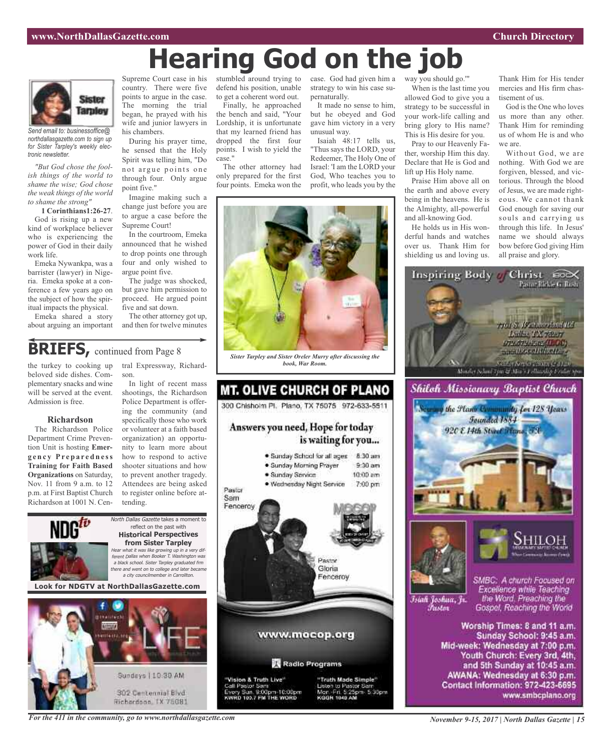# Hearing God on the job

Sister Tarpley

*Send email to: businessoffice@northdallasgazette.com to sign up for Sister Tarpley's weekly electronic newsletter.*

*"But God chose the foolish things of the world to shame the wise; God chose the weak things of the world to shame the strong"*

**1 Corinthians1:26-27**.

God is rising up a new kind of workplace believer who is experiencing the power of God in their daily work life.

Emeka Nywankpa, was a barrister (lawyer) in Nigeria. Emeka spoke at a conference a few years ago on the subject of how the spiritual impacts the physical.

Emeka shared a story about arguing an important Supreme Court case in his country. There were five points to argue in the case. The morning the trial began, he prayed with his wife and junior lawyers in his chambers.

During his prayer time, he sensed that the Holy Spirit was telling him, "Do not argue points one through four. Only argue point five."

Imagine making such a change just before you are to argue a case before the Supreme Court!

In the courtroom, Emeka announced that he wished to drop points one through four and only wished to argue point five.

The judge was shocked, but gave him permission to proceed. He argued point five and sat down.

The other attorney got up, and then for twelve minutes stumbled around trying to defend his position, unable to get a coherent word out.

Finally, he approached the bench and said, "Your Lordship, it is unfortunate that my learned friend has dropped the first four points. I wish to yield the case."

The other attorney had only prepared for the first four points. Emeka won the case. God had given him a strategy to win his case supernaturally.

It made no sense to him, but he obeyed and God gave him victory in a very unusual way.

Isaiah 48:17 tells us, "Thus says the LORD, your Redeemer, The Holy One of Israel: 'I am the LORD your God, Who teaches you to profit, who leads you by the way you should go.'"

When is the last time you allowed God to give you a strategy to be successful in your work-life calling and bring glory to His name? This is His desire for you.

Pray to our Heavenly Father, worship Him this day. Declare that He is God and lift up His Holy name.

Praise Him above all on the earth and above every being in the heavens. He is the Almighty, all-powerful and all-knowing God.

He holds us in His wonderful hands and watches over us. Thank Him for shielding us and loving us. Thank Him for His tender mercies and His firm chastisement of us.

God is the One who loves us more than any other. Thank Him for reminding us of whom He is and who we are.

Without God, we are nothing. With God we are forgiven, blessed, and victorious. Through the blood of Jesus, we are made righteous. We cannot thank God enough for saving our souls and carrying us through this life. In Jesus' name we should always bow before God giving Him all praise and glory.

*Sister Tarpley and Sister Oreler Murry after discussing the book, War Room.*

## BRIEFS, continued from Page 8

the turkey to cooking up beloved side dishes. Complementary snacks and wine will be served at the event. Admission is free.

### Richardson

The Richardson Police Department Crime Prevention Unit is hosting **Emergency Preparedness Training for Faith Based Organizations** on Saturday, Nov. 11 from 9 a.m. to 12 p.m. at First Baptist Church Richardson at 1001 N. Central Expressway, Richardson.

In light of recent mass shootings, the Richardson Police Department is offering the community (and specifically those who work or volunteer at a faith based organization) an opportunity to learn more about how to respond to active shooter situations and how to prevent another tragedy. Attendees are being asked to register online before attending.

NDGtv

*North Dallas Gazette* takes a moment to reflect on the past with **Historical Perspectives from Sister Tarpley**

*Hear what it was like growing up in a very different Dallas when Booker T. Washington was a black school. Sister Tarpley graduated frm there and went on to college and later became a city councilmember in Carrollton.*

**Look for NDGTV at NorthDallasGazette.com**

LIFE

Sundays | 10:30 AM

302 Centennial Blvd
Richardson, TX 75081

## MT. OLIVE CHURCH OF PLANO

300 Chisholm Pl. Plano, TX 75075 972-633-5511

**Answers you need, Hope for today is waiting for you...**

- Sunday School for all ages 8:30 am
- Sunday Morning Prayer 9:30 am
- Sunday Service 10:00 am
- Wednesday Night Service 7:00 pm

Pastor Sam Fenceroy

Pastor Gloria Fenceroy

www.mocop.org

Radio Programs

"Vision & Truth Live"
Call Pastor Sam
Every Sun. 9:00pm-10:00pm
KWRD 100.7 FM THE WORD

"Truth Made Simple"
Listen to Pastor Sam
Mon.-Fri. 5:25pm- 5:30pm
KGGR 1040 AM

## Inspiring Body of Christ

Pastor Rickie G. Rush

7701 S. Westmoreland Rd
Dallas TX 75237
972.372.4262(IBOC)
www.IBOCchurch.org

## Shiloh Missionary Baptist Church

Serving the Plano Community for 128 Years
Founded 1884
920 E 14th Street Plano, TX

SHILOH

Isiah Joshua, Jr. Pastor

SMBC: A church Focused on Excellence while Teaching the Word, Preaching the Gospel, Reaching the World

**Worship Times: 8 and 11 a.m.**
**Sunday School: 9:45 a.m.**
**Mid-week: Wednesday at 7:00 p.m.**
**Youth Church: Every 3rd, 4th, and 5th Sunday at 10:45 a.m.**
**AWANA: Wednesday at 6:30 p.m.**
**Contact Information: 972-423-6695**
**www.smbcplano.org**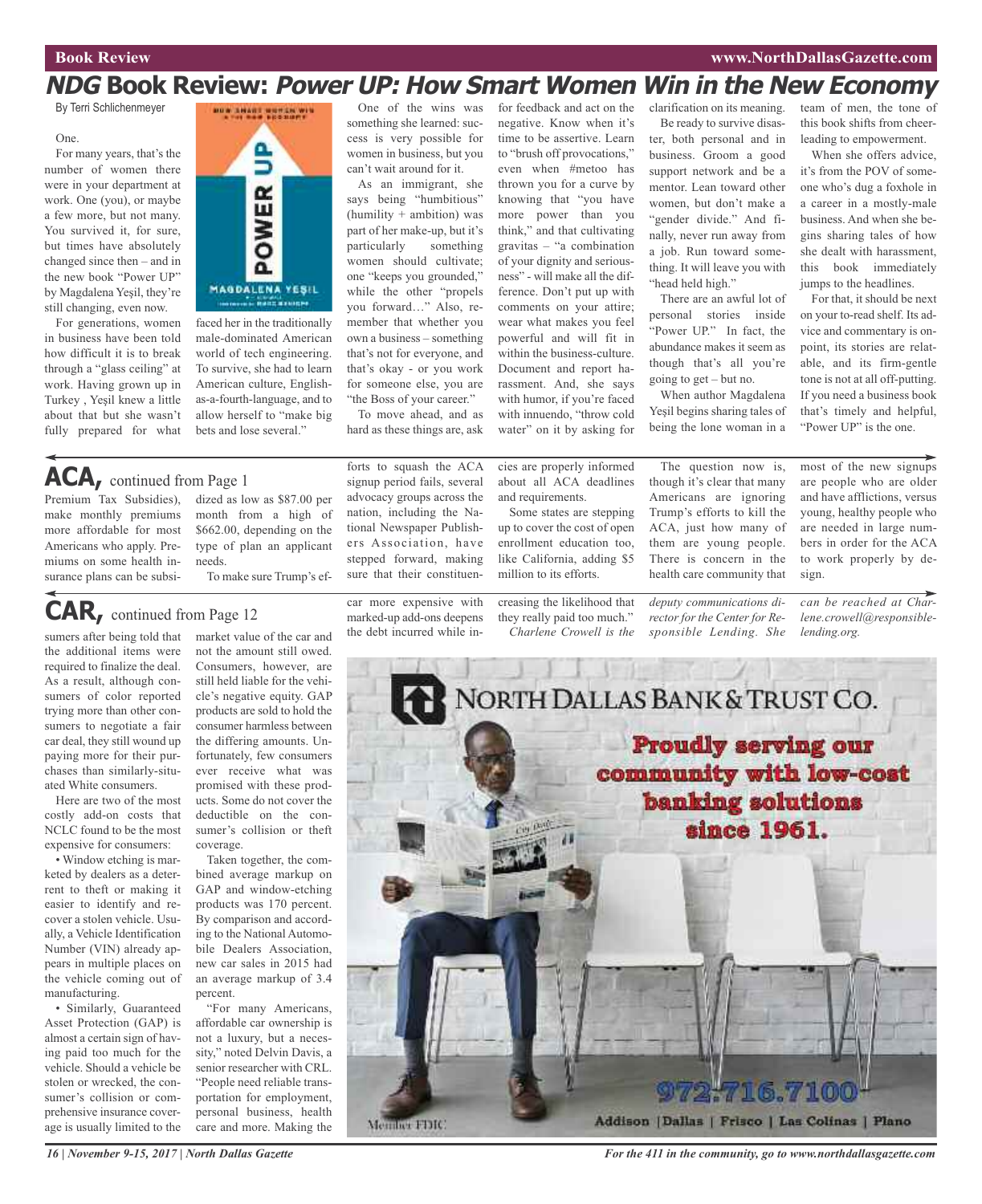# *NDG* Book Review: *Power UP: How Smart Women Win in the New Economy*

By Terri Schlichenmeyer

One.

For many years, that's the number of women there were in your department at work. One (you), or maybe a few more, but not many. You survived it, for sure, but times have absolutely changed since then – and in the new book "Power UP" by Magdalena Yeşil, they're still changing, even now.

For generations, women in business have been told how difficult it is to break through a "glass ceiling" at work. Having grown up in Turkey , Yeşil knew a little about that but she wasn't fully prepared for what faced her in the traditionally male-dominated American world of tech engineering. To survive, she had to learn American culture, English-as-a-fourth-language, and to allow herself to "make big bets and lose several."

One of the wins was something she learned: success is very possible for women in business, but you can't wait around for it.

As an immigrant, she says being "humbitious" (humility + ambition) was part of her make-up, but it's particularly something women should cultivate; one "keeps you grounded," while the other "propels you forward…" Also, remember that whether you own a business – something that's not for everyone, and that's okay - or you work for someone else, you are "the Boss of your career."

To move ahead, and as hard as these things are, ask for feedback and act on the negative. Know when it's time to be assertive. Learn to "brush off provocations," even when #metoo has thrown you for a curve by knowing that "you have more power than you think," and that cultivating gravitas – "a combination of your dignity and seriousness" - will make all the difference. Don't put up with comments on your attire; wear what makes you feel powerful and will fit in within the business-culture. Document and report harassment. And, she says with humor, if you're faced with innuendo, "throw cold water" on it by asking for clarification on its meaning.

Be ready to survive disaster, both personal and in business. Groom a good support network and be a mentor. Lean toward other women, but don't make a "gender divide." And finally, never run away from a job. Run toward something. It will leave you with "head held high."

There are an awful lot of personal stories inside "Power UP." In fact, the abundance makes it seem as though that's all you're going to get – but no.

When author Magdalena Yeşil begins sharing tales of being the lone woman in a team of men, the tone of this book shifts from cheerleading to empowerment.

When she offers advice, it's from the POV of someone who's dug a foxhole in a career in a mostly-male business. And when she begins sharing tales of how she dealt with harassment, this book immediately jumps to the headlines.

For that, it should be next on your to-read shelf. Its advice and commentary is on-point, its stories are relatable, and its firm-gentle tone is not at all off-putting. If you need a business book that's timely and helpful, "Power UP" is the one.

## ACA, continued from Page 1

Premium Tax Subsidies), make monthly premiums more affordable for most Americans who apply. Premiums on some health insurance plans can be subsidized as low as $87.00 per month from a high of $662.00, depending on the type of plan an applicant needs.

To make sure Trump's efforts to squash the ACA signup period fails, several advocacy groups across the nation, including the National Newspaper Publishers Association, have stepped forward, making sure that their constituencies are properly informed about all ACA deadlines and requirements.

Some states are stepping up to cover the cost of open enrollment education too, like California, adding $5 million to its efforts.

The question now is, though it's clear that many Americans are ignoring Trump's efforts to kill the ACA, just how many of them are young people. There is concern in the health care community that most of the new signups are people who are older and have afflictions, versus young, healthy people who are needed in large numbers in order for the ACA to work properly by design.

## CAR, continued from Page 12

sumers after being told that the additional items were required to finalize the deal. As a result, although consumers of color reported trying more than other consumers to negotiate a fair car deal, they still wound up paying more for their purchases than similarly-situated White consumers.

Here are two of the most costly add-on costs that NCLC found to be the most expensive for consumers:

- Window etching is marketed by dealers as a deterrent to theft or making it easier to identify and recover a stolen vehicle. Usually, a Vehicle Identification Number (VIN) already appears in multiple places on the vehicle coming out of manufacturing.
- Similarly, Guaranteed Asset Protection (GAP) is almost a certain sign of having paid too much for the vehicle. Should a vehicle be stolen or wrecked, the consumer's collision or comprehensive insurance coverage is usually limited to the market value of the car and not the amount still owed. Consumers, however, are still held liable for the vehicle's negative equity. GAP products are sold to hold the consumer harmless between the differing amounts. Unfortunately, few consumers ever receive what was promised with these products. Some do not cover the deductible on the consumer's collision or theft coverage.

Taken together, the combined average markup on GAP and window-etching products was 170 percent. By comparison and according to the National Automobile Dealers Association, new car sales in 2015 had an average markup of 3.4 percent.

"For many Americans, affordable car ownership is not a luxury, but a necessity," noted Delvin Davis, a senior researcher with CRL. "People need reliable transportation for employment, personal business, health care and more. Making the car more expensive with marked-up add-ons deepens the debt incurred while increasing the likelihood that they really paid too much."

*Charlene Crowell is the deputy communications director for the Center for Responsible Lending. She can be reached at Charlene.crowell@responsiblelending.org.*

NORTH DALLAS BANK & TRUST CO.

**Proudly serving our community with low-cost banking solutions since 1961.**

972.716.7100

Member FDIC

Addison | Dallas | Frisco | Las Colinas | Plano